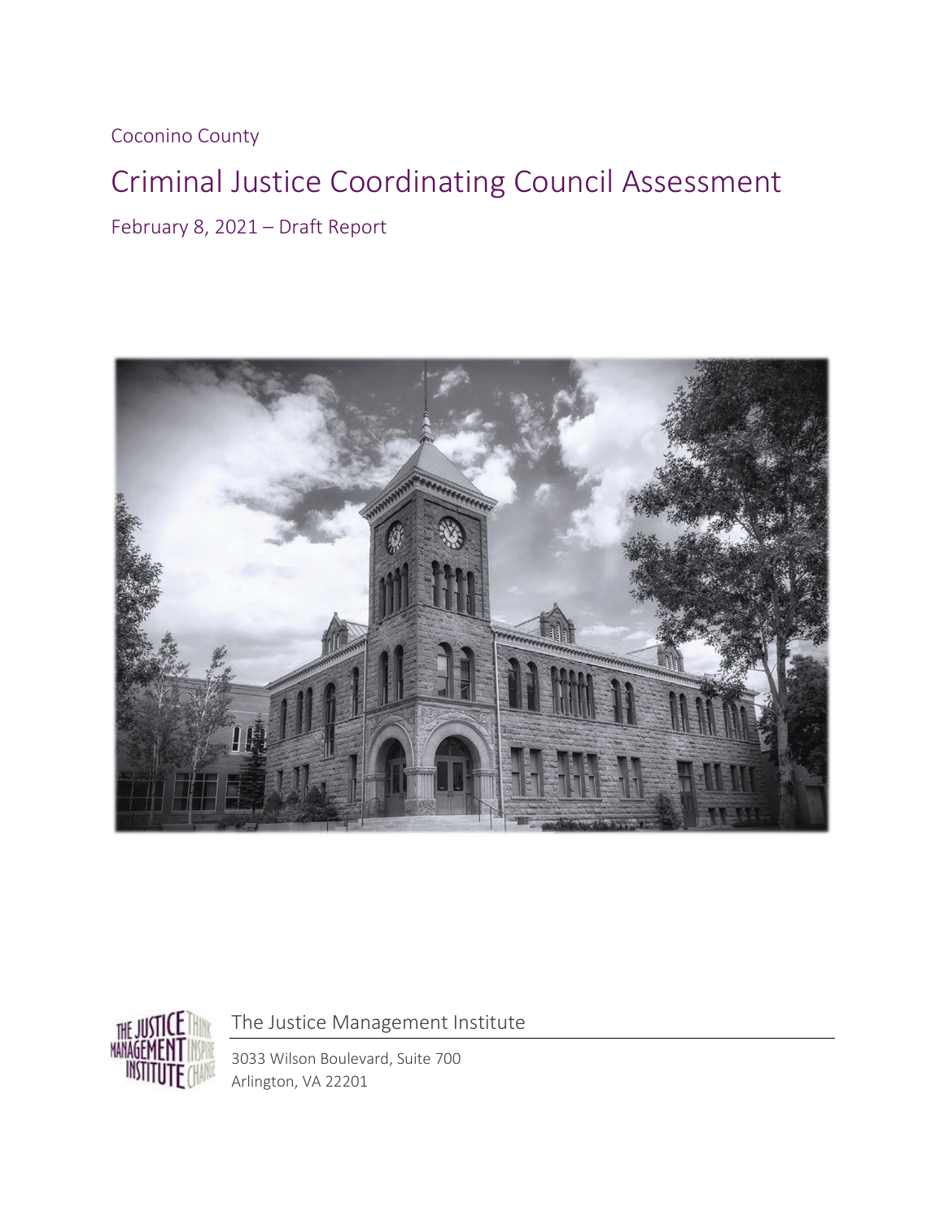Coconino County

# Criminal Justice Coordinating Council Assessment

February 8, 2021 – Draft Report

The Justice Management Institute

3033 Wilson Boulevard, Suite 700
Arlington, VA 22201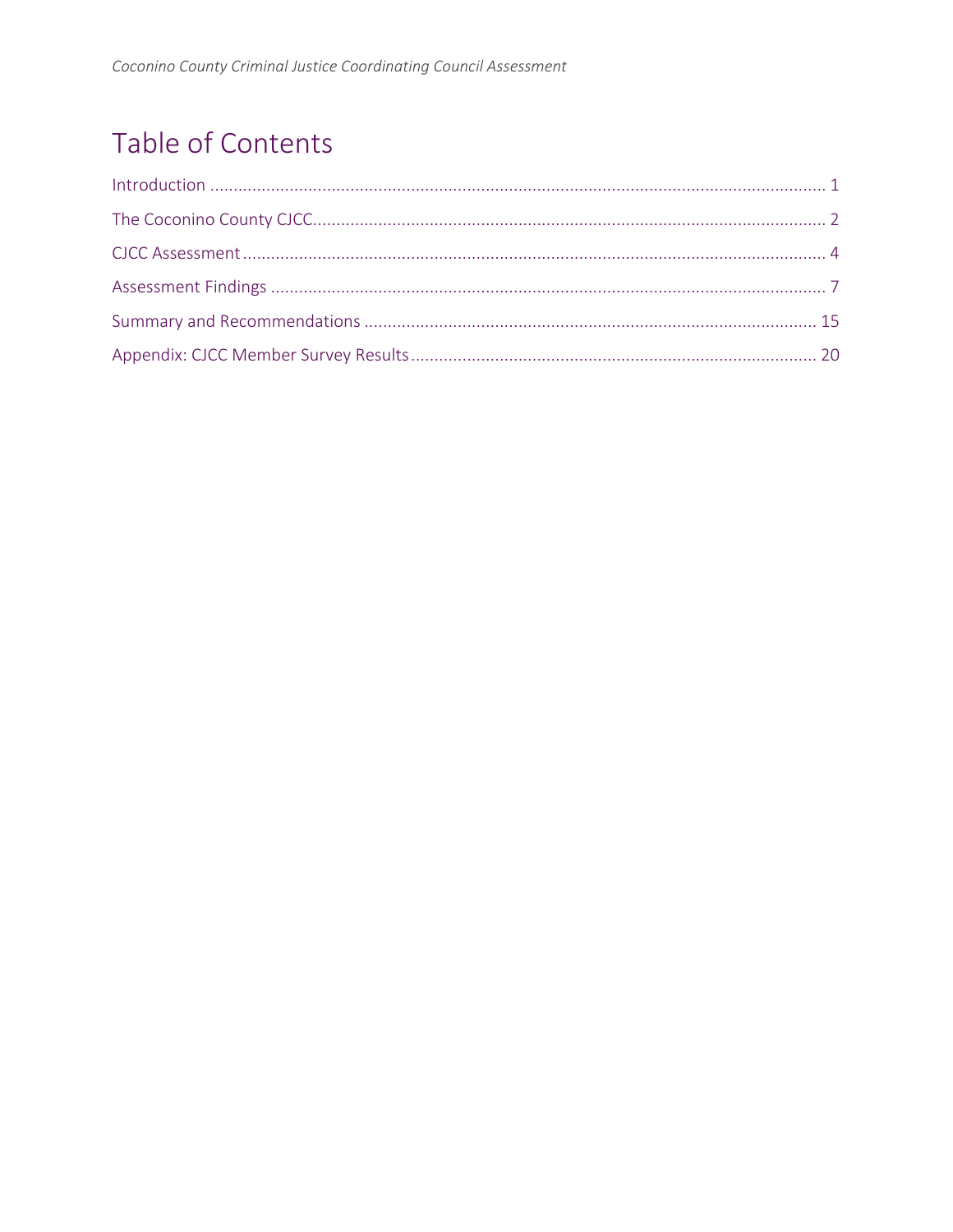# Table of Contents

Introduction ........................................................................................................................... 1

The Coconino County CJCC.................................................................................................. 2

CJCC Assessment ................................................................................................................. 4

Assessment Findings ............................................................................................................ 7

Summary and Recommendations ...................................................................................... 15

Appendix: CJCC Member Survey Results ............................................................................ 20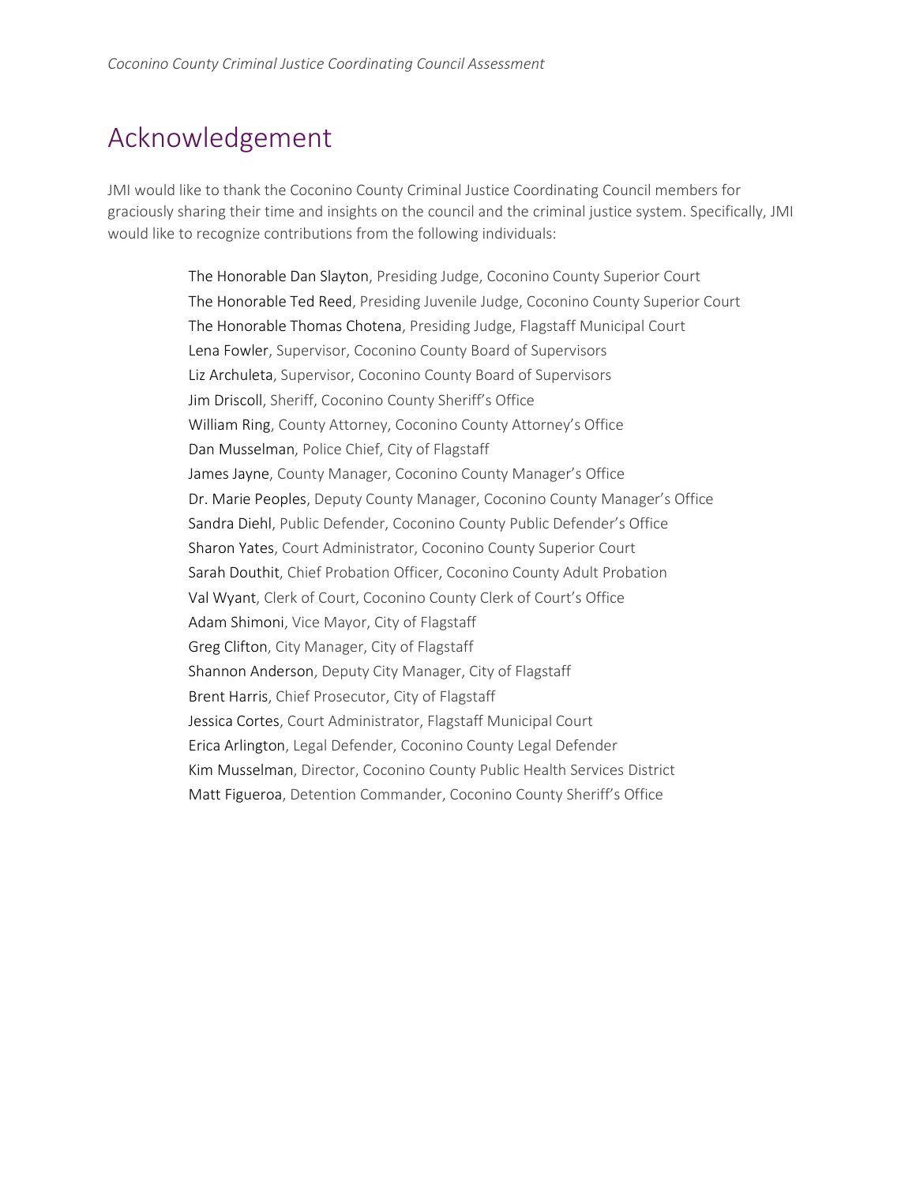# Acknowledgement

JMI would like to thank the Coconino County Criminal Justice Coordinating Council members for graciously sharing their time and insights on the council and the criminal justice system. Specifically, JMI would like to recognize contributions from the following individuals:

The Honorable Dan Slayton, Presiding Judge, Coconino County Superior Court
The Honorable Ted Reed, Presiding Juvenile Judge, Coconino County Superior Court
The Honorable Thomas Chotena, Presiding Judge, Flagstaff Municipal Court
Lena Fowler, Supervisor, Coconino County Board of Supervisors
Liz Archuleta, Supervisor, Coconino County Board of Supervisors
Jim Driscoll, Sheriff, Coconino County Sheriff's Office
William Ring, County Attorney, Coconino County Attorney's Office
Dan Musselman, Police Chief, City of Flagstaff
James Jayne, County Manager, Coconino County Manager's Office
Dr. Marie Peoples, Deputy County Manager, Coconino County Manager's Office
Sandra Diehl, Public Defender, Coconino County Public Defender's Office
Sharon Yates, Court Administrator, Coconino County Superior Court
Sarah Douthit, Chief Probation Officer, Coconino County Adult Probation
Val Wyant, Clerk of Court, Coconino County Clerk of Court's Office
Adam Shimoni, Vice Mayor, City of Flagstaff
Greg Clifton, City Manager, City of Flagstaff
Shannon Anderson, Deputy City Manager, City of Flagstaff
Brent Harris, Chief Prosecutor, City of Flagstaff
Jessica Cortes, Court Administrator, Flagstaff Municipal Court
Erica Arlington, Legal Defender, Coconino County Legal Defender
Kim Musselman, Director, Coconino County Public Health Services District
Matt Figueroa, Detention Commander, Coconino County Sheriff's Office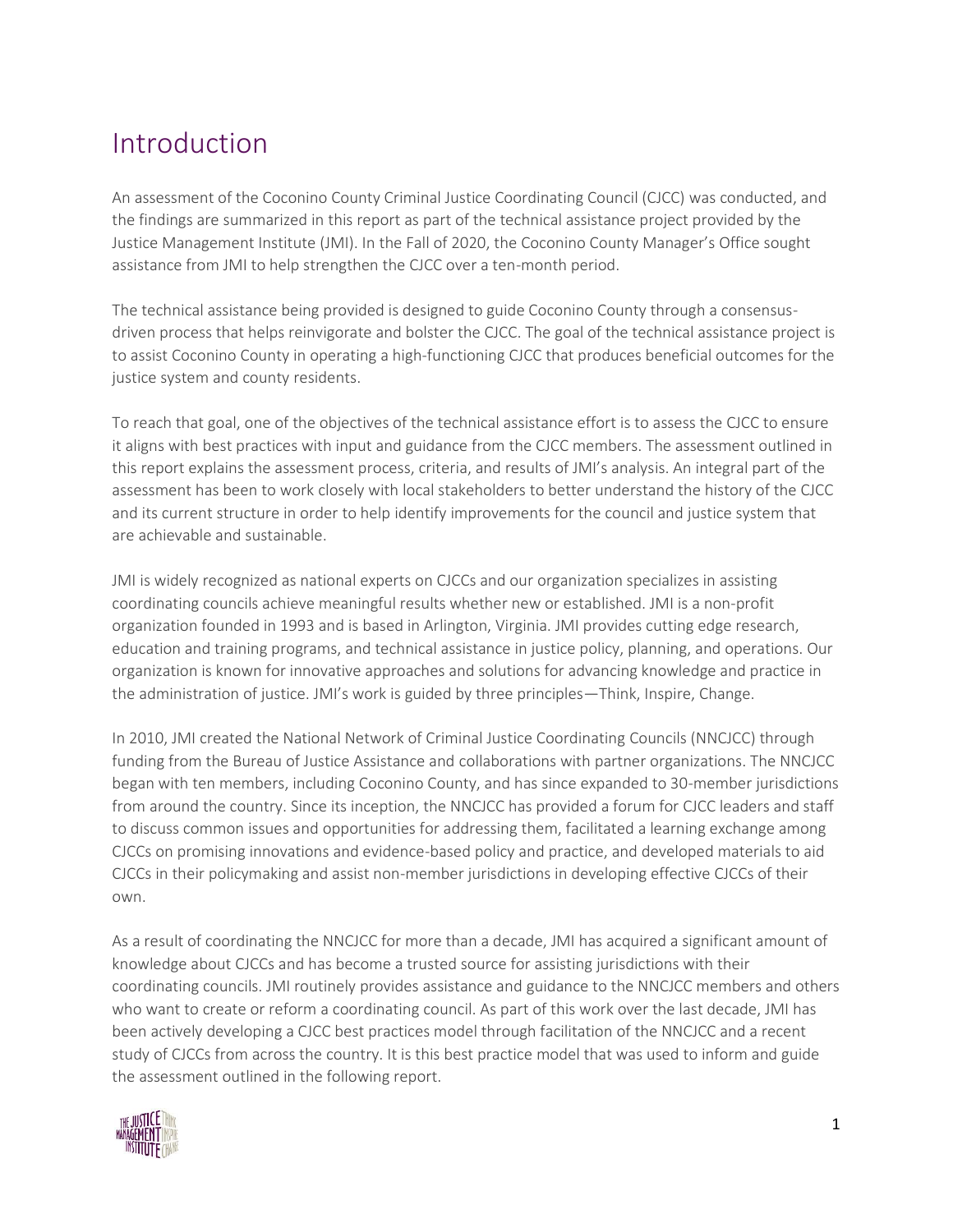# Introduction

An assessment of the Coconino County Criminal Justice Coordinating Council (CJCC) was conducted, and the findings are summarized in this report as part of the technical assistance project provided by the Justice Management Institute (JMI). In the Fall of 2020, the Coconino County Manager's Office sought assistance from JMI to help strengthen the CJCC over a ten-month period.

The technical assistance being provided is designed to guide Coconino County through a consensus-driven process that helps reinvigorate and bolster the CJCC. The goal of the technical assistance project is to assist Coconino County in operating a high-functioning CJCC that produces beneficial outcomes for the justice system and county residents.

To reach that goal, one of the objectives of the technical assistance effort is to assess the CJCC to ensure it aligns with best practices with input and guidance from the CJCC members. The assessment outlined in this report explains the assessment process, criteria, and results of JMI's analysis. An integral part of the assessment has been to work closely with local stakeholders to better understand the history of the CJCC and its current structure in order to help identify improvements for the council and justice system that are achievable and sustainable.

JMI is widely recognized as national experts on CJCCs and our organization specializes in assisting coordinating councils achieve meaningful results whether new or established. JMI is a non-profit organization founded in 1993 and is based in Arlington, Virginia. JMI provides cutting edge research, education and training programs, and technical assistance in justice policy, planning, and operations. Our organization is known for innovative approaches and solutions for advancing knowledge and practice in the administration of justice. JMI's work is guided by three principles—Think, Inspire, Change.

In 2010, JMI created the National Network of Criminal Justice Coordinating Councils (NNCJCC) through funding from the Bureau of Justice Assistance and collaborations with partner organizations. The NNCJCC began with ten members, including Coconino County, and has since expanded to 30-member jurisdictions from around the country. Since its inception, the NNCJCC has provided a forum for CJCC leaders and staff to discuss common issues and opportunities for addressing them, facilitated a learning exchange among CJCCs on promising innovations and evidence-based policy and practice, and developed materials to aid CJCCs in their policymaking and assist non-member jurisdictions in developing effective CJCCs of their own.

As a result of coordinating the NNCJCC for more than a decade, JMI has acquired a significant amount of knowledge about CJCCs and has become a trusted source for assisting jurisdictions with their coordinating councils. JMI routinely provides assistance and guidance to the NNCJCC members and others who want to create or reform a coordinating council. As part of this work over the last decade, JMI has been actively developing a CJCC best practices model through facilitation of the NNCJCC and a recent study of CJCCs from across the country. It is this best practice model that was used to inform and guide the assessment outlined in the following report.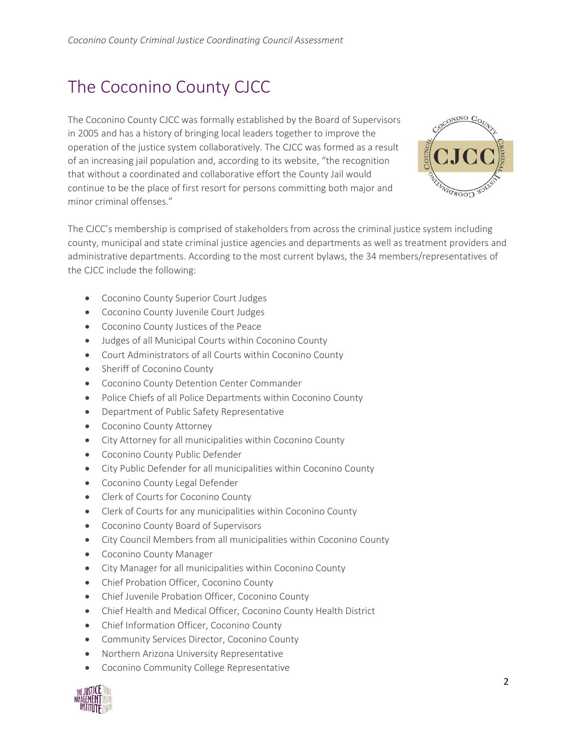# The Coconino County CJCC

The Coconino County CJCC was formally established by the Board of Supervisors in 2005 and has a history of bringing local leaders together to improve the operation of the justice system collaboratively. The CJCC was formed as a result of an increasing jail population and, according to its website, "the recognition that without a coordinated and collaborative effort the County Jail would continue to be the place of first resort for persons committing both major and minor criminal offenses."

The CJCC's membership is comprised of stakeholders from across the criminal justice system including county, municipal and state criminal justice agencies and departments as well as treatment providers and administrative departments. According to the most current bylaws, the 34 members/representatives of the CJCC include the following:

- Coconino County Superior Court Judges
- Coconino County Juvenile Court Judges
- Coconino County Justices of the Peace
- Judges of all Municipal Courts within Coconino County
- Court Administrators of all Courts within Coconino County
- Sheriff of Coconino County
- Coconino County Detention Center Commander
- Police Chiefs of all Police Departments within Coconino County
- Department of Public Safety Representative
- Coconino County Attorney
- City Attorney for all municipalities within Coconino County
- Coconino County Public Defender
- City Public Defender for all municipalities within Coconino County
- Coconino County Legal Defender
- Clerk of Courts for Coconino County
- Clerk of Courts for any municipalities within Coconino County
- Coconino County Board of Supervisors
- City Council Members from all municipalities within Coconino County
- Coconino County Manager
- City Manager for all municipalities within Coconino County
- Chief Probation Officer, Coconino County
- Chief Juvenile Probation Officer, Coconino County
- Chief Health and Medical Officer, Coconino County Health District
- Chief Information Officer, Coconino County
- Community Services Director, Coconino County
- Northern Arizona University Representative
- Coconino Community College Representative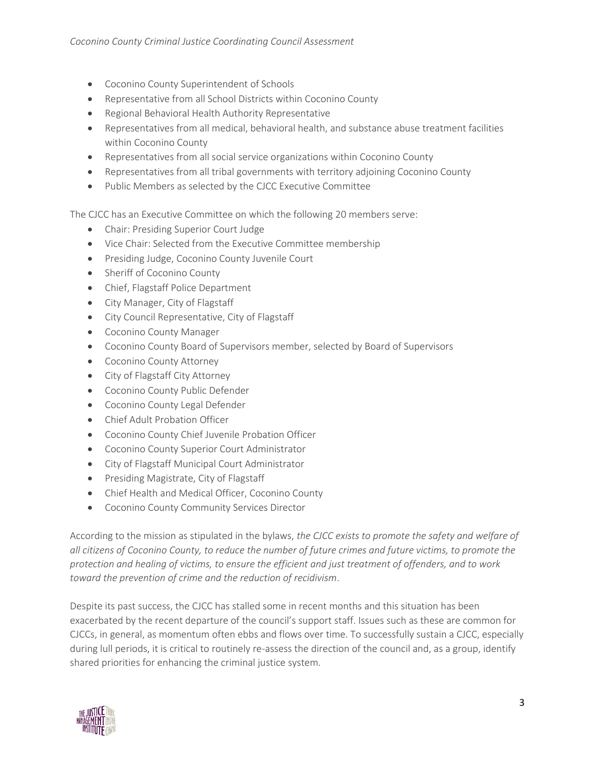- Coconino County Superintendent of Schools
- Representative from all School Districts within Coconino County
- Regional Behavioral Health Authority Representative
- Representatives from all medical, behavioral health, and substance abuse treatment facilities within Coconino County
- Representatives from all social service organizations within Coconino County
- Representatives from all tribal governments with territory adjoining Coconino County
- Public Members as selected by the CJCC Executive Committee

The CJCC has an Executive Committee on which the following 20 members serve:

- Chair: Presiding Superior Court Judge
- Vice Chair: Selected from the Executive Committee membership
- Presiding Judge, Coconino County Juvenile Court
- Sheriff of Coconino County
- Chief, Flagstaff Police Department
- City Manager, City of Flagstaff
- City Council Representative, City of Flagstaff
- Coconino County Manager
- Coconino County Board of Supervisors member, selected by Board of Supervisors
- Coconino County Attorney
- City of Flagstaff City Attorney
- Coconino County Public Defender
- Coconino County Legal Defender
- Chief Adult Probation Officer
- Coconino County Chief Juvenile Probation Officer
- Coconino County Superior Court Administrator
- City of Flagstaff Municipal Court Administrator
- Presiding Magistrate, City of Flagstaff
- Chief Health and Medical Officer, Coconino County
- Coconino County Community Services Director

According to the mission as stipulated in the bylaws, *the CJCC exists to promote the safety and welfare of all citizens of Coconino County, to reduce the number of future crimes and future victims, to promote the protection and healing of victims, to ensure the efficient and just treatment of offenders, and to work toward the prevention of crime and the reduction of recidivism*.

Despite its past success, the CJCC has stalled some in recent months and this situation has been exacerbated by the recent departure of the council's support staff. Issues such as these are common for CJCCs, in general, as momentum often ebbs and flows over time. To successfully sustain a CJCC, especially during lull periods, it is critical to routinely re-assess the direction of the council and, as a group, identify shared priorities for enhancing the criminal justice system.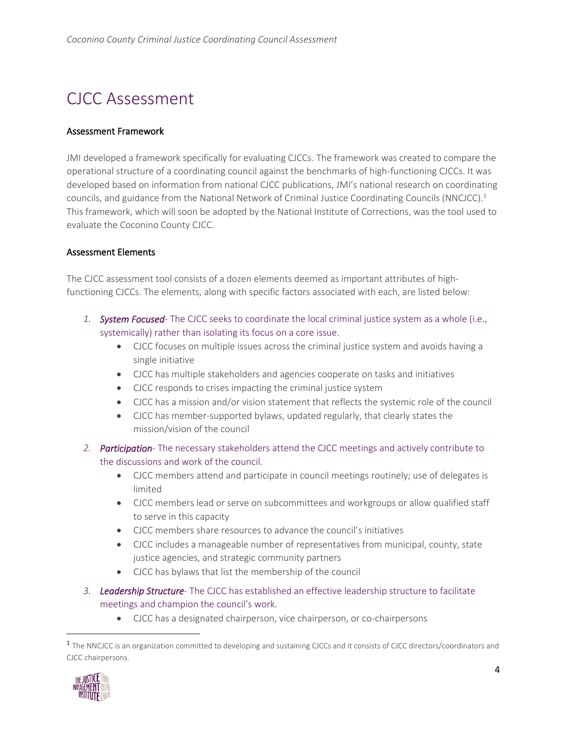# CJCC Assessment

## Assessment Framework

JMI developed a framework specifically for evaluating CJCCs. The framework was created to compare the operational structure of a coordinating council against the benchmarks of high-functioning CJCCs. It was developed based on information from national CJCC publications, JMI's national research on coordinating councils, and guidance from the National Network of Criminal Justice Coordinating Councils (NNCJCC).[1] This framework, which will soon be adopted by the National Institute of Corrections, was the tool used to evaluate the Coconino County CJCC.

## Assessment Elements

The CJCC assessment tool consists of a dozen elements deemed as important attributes of high-functioning CJCCs. The elements, along with specific factors associated with each, are listed below:

1. ***System Focused***- The CJCC seeks to coordinate the local criminal justice system as a whole (i.e., systemically) rather than isolating its focus on a core issue.
   - CJCC focuses on multiple issues across the criminal justice system and avoids having a single initiative
   - CJCC has multiple stakeholders and agencies cooperate on tasks and initiatives
   - CJCC responds to crises impacting the criminal justice system
   - CJCC has a mission and/or vision statement that reflects the systemic role of the council
   - CJCC has member-supported bylaws, updated regularly, that clearly states the mission/vision of the council
2. ***Participation***- The necessary stakeholders attend the CJCC meetings and actively contribute to the discussions and work of the council.
   - CJCC members attend and participate in council meetings routinely; use of delegates is limited
   - CJCC members lead or serve on subcommittees and workgroups or allow qualified staff to serve in this capacity
   - CJCC members share resources to advance the council's initiatives
   - CJCC includes a manageable number of representatives from municipal, county, state justice agencies, and strategic community partners
   - CJCC has bylaws that list the membership of the council
3. ***Leadership Structure***- The CJCC has established an effective leadership structure to facilitate meetings and champion the council's work.
   - CJCC has a designated chairperson, vice chairperson, or co-chairpersons

[1] The NNCJCC is an organization committed to developing and sustaining CJCCs and it consists of CJCC directors/coordinators and CJCC chairpersons.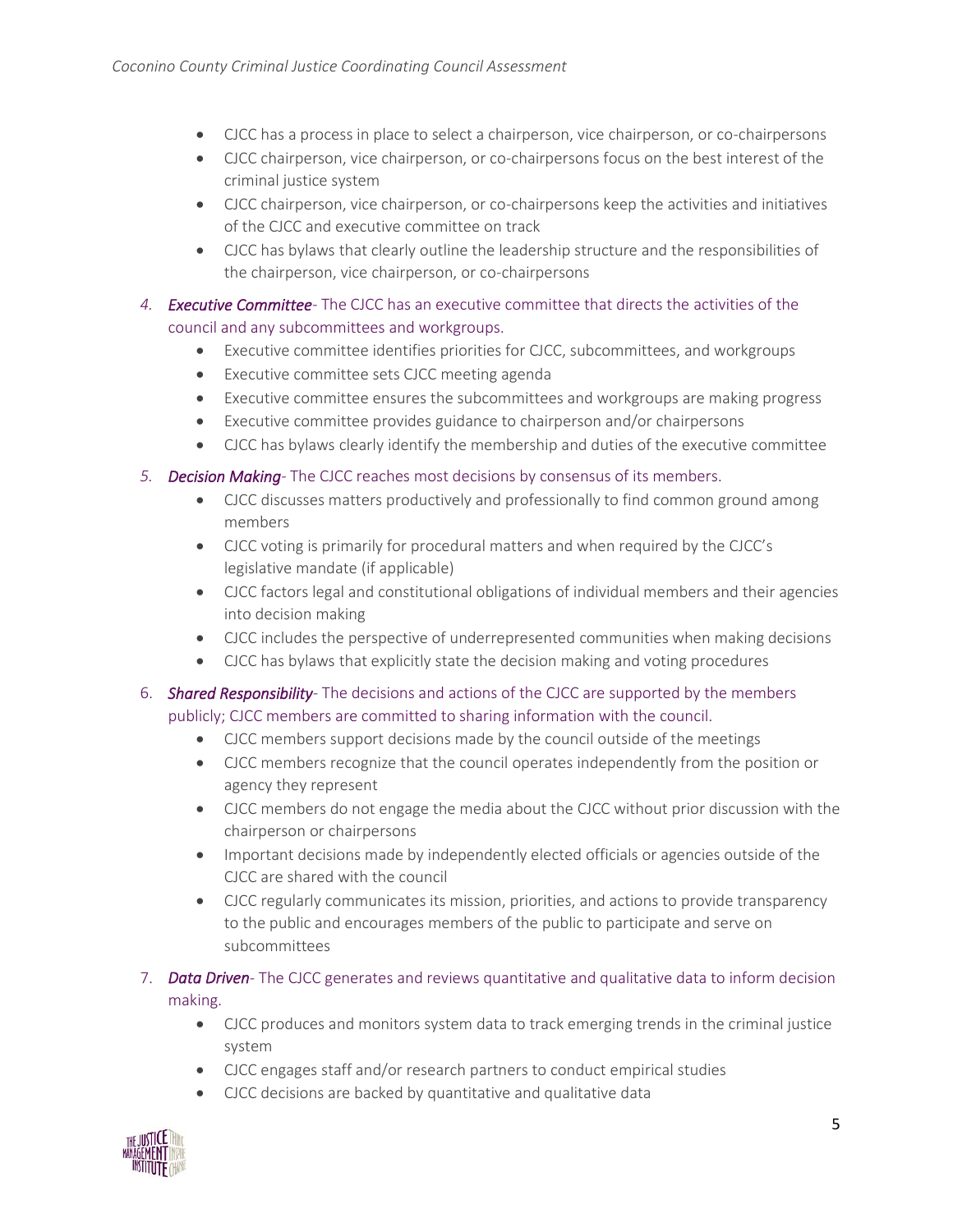- CJCC has a process in place to select a chairperson, vice chairperson, or co-chairpersons
- CJCC chairperson, vice chairperson, or co-chairpersons focus on the best interest of the criminal justice system
- CJCC chairperson, vice chairperson, or co-chairpersons keep the activities and initiatives of the CJCC and executive committee on track
- CJCC has bylaws that clearly outline the leadership structure and the responsibilities of the chairperson, vice chairperson, or co-chairpersons

4. ***Executive Committee***- The CJCC has an executive committee that directs the activities of the council and any subcommittees and workgroups.
    - Executive committee identifies priorities for CJCC, subcommittees, and workgroups
    - Executive committee sets CJCC meeting agenda
    - Executive committee ensures the subcommittees and workgroups are making progress
    - Executive committee provides guidance to chairperson and/or chairpersons
    - CJCC has bylaws clearly identify the membership and duties of the executive committee

5. ***Decision Making***- The CJCC reaches most decisions by consensus of its members.
    - CJCC discusses matters productively and professionally to find common ground among members
    - CJCC voting is primarily for procedural matters and when required by the CJCC's legislative mandate (if applicable)
    - CJCC factors legal and constitutional obligations of individual members and their agencies into decision making
    - CJCC includes the perspective of underrepresented communities when making decisions
    - CJCC has bylaws that explicitly state the decision making and voting procedures

6. ***Shared Responsibility***- The decisions and actions of the CJCC are supported by the members publicly; CJCC members are committed to sharing information with the council.
    - CJCC members support decisions made by the council outside of the meetings
    - CJCC members recognize that the council operates independently from the position or agency they represent
    - CJCC members do not engage the media about the CJCC without prior discussion with the chairperson or chairpersons
    - Important decisions made by independently elected officials or agencies outside of the CJCC are shared with the council
    - CJCC regularly communicates its mission, priorities, and actions to provide transparency to the public and encourages members of the public to participate and serve on subcommittees

7. ***Data Driven***- The CJCC generates and reviews quantitative and qualitative data to inform decision making.
    - CJCC produces and monitors system data to track emerging trends in the criminal justice system
    - CJCC engages staff and/or research partners to conduct empirical studies
    - CJCC decisions are backed by quantitative and qualitative data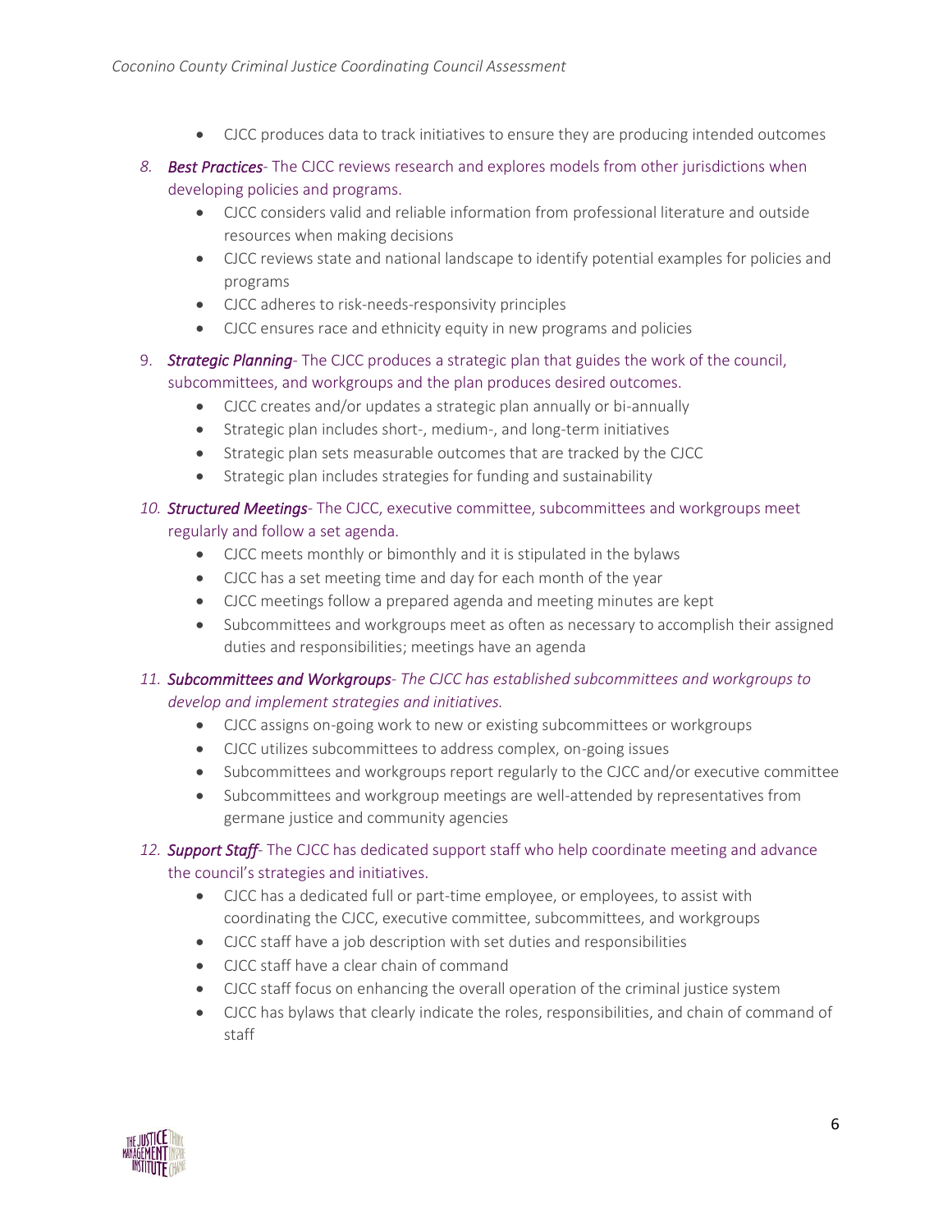- CJCC produces data to track initiatives to ensure they are producing intended outcomes

8. ***Best Practices***- The CJCC reviews research and explores models from other jurisdictions when developing policies and programs.
    - CJCC considers valid and reliable information from professional literature and outside resources when making decisions
    - CJCC reviews state and national landscape to identify potential examples for policies and programs
    - CJCC adheres to risk-needs-responsivity principles
    - CJCC ensures race and ethnicity equity in new programs and policies
9. ***Strategic Planning***- The CJCC produces a strategic plan that guides the work of the council, subcommittees, and workgroups and the plan produces desired outcomes.
    - CJCC creates and/or updates a strategic plan annually or bi-annually
    - Strategic plan includes short-, medium-, and long-term initiatives
    - Strategic plan sets measurable outcomes that are tracked by the CJCC
    - Strategic plan includes strategies for funding and sustainability
10. ***Structured Meetings***- The CJCC, executive committee, subcommittees and workgroups meet regularly and follow a set agenda.
    - CJCC meets monthly or bimonthly and it is stipulated in the bylaws
    - CJCC has a set meeting time and day for each month of the year
    - CJCC meetings follow a prepared agenda and meeting minutes are kept
    - Subcommittees and workgroups meet as often as necessary to accomplish their assigned duties and responsibilities; meetings have an agenda
11. ***Subcommittees and Workgroups***- *The CJCC has established subcommittees and workgroups to develop and implement strategies and initiatives.*
    - CJCC assigns on-going work to new or existing subcommittees or workgroups
    - CJCC utilizes subcommittees to address complex, on-going issues
    - Subcommittees and workgroups report regularly to the CJCC and/or executive committee
    - Subcommittees and workgroup meetings are well-attended by representatives from germane justice and community agencies
12. ***Support Staff***- The CJCC has dedicated support staff who help coordinate meeting and advance the council's strategies and initiatives.
    - CJCC has a dedicated full or part-time employee, or employees, to assist with coordinating the CJCC, executive committee, subcommittees, and workgroups
    - CJCC staff have a job description with set duties and responsibilities
    - CJCC staff have a clear chain of command
    - CJCC staff focus on enhancing the overall operation of the criminal justice system
    - CJCC has bylaws that clearly indicate the roles, responsibilities, and chain of command of staff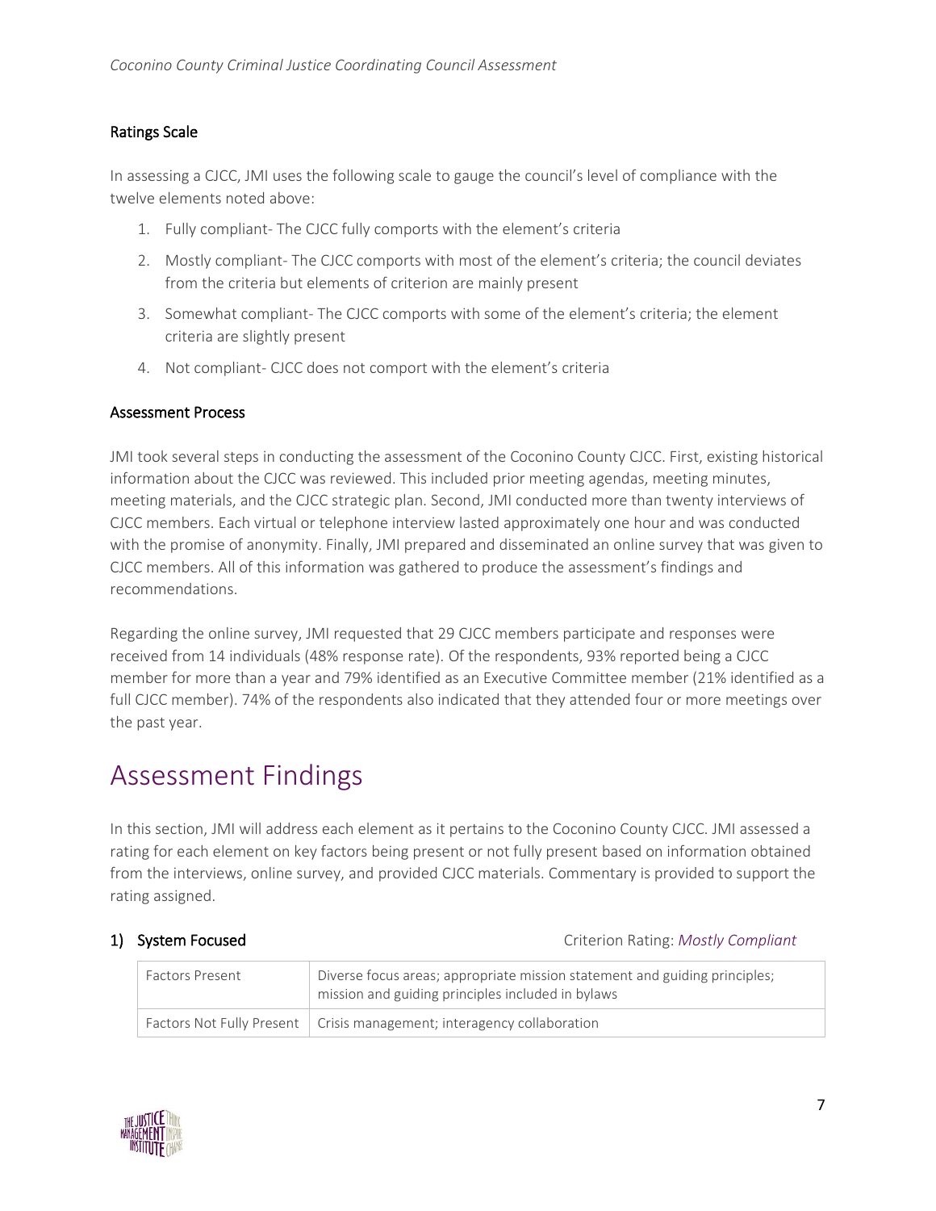### Ratings Scale

In assessing a CJCC, JMI uses the following scale to gauge the council's level of compliance with the twelve elements noted above:

1. Fully compliant- The CJCC fully comports with the element's criteria
2. Mostly compliant- The CJCC comports with most of the element's criteria; the council deviates from the criteria but elements of criterion are mainly present
3. Somewhat compliant- The CJCC comports with some of the element's criteria; the element criteria are slightly present
4. Not compliant- CJCC does not comport with the element's criteria

### Assessment Process

JMI took several steps in conducting the assessment of the Coconino County CJCC. First, existing historical information about the CJCC was reviewed. This included prior meeting agendas, meeting minutes, meeting materials, and the CJCC strategic plan. Second, JMI conducted more than twenty interviews of CJCC members. Each virtual or telephone interview lasted approximately one hour and was conducted with the promise of anonymity. Finally, JMI prepared and disseminated an online survey that was given to CJCC members. All of this information was gathered to produce the assessment's findings and recommendations.

Regarding the online survey, JMI requested that 29 CJCC members participate and responses were received from 14 individuals (48% response rate). Of the respondents, 93% reported being a CJCC member for more than a year and 79% identified as an Executive Committee member (21% identified as a full CJCC member). 74% of the respondents also indicated that they attended four or more meetings over the past year.

# Assessment Findings

In this section, JMI will address each element as it pertains to the Coconino County CJCC. JMI assessed a rating for each element on key factors being present or not fully present based on information obtained from the interviews, online survey, and provided CJCC materials. Commentary is provided to support the rating assigned.

### 1) System Focused

Criterion Rating: *Mostly Compliant*

| | |
|---|---|
| Factors Present | Diverse focus areas; appropriate mission statement and guiding principles; mission and guiding principles included in bylaws |
| Factors Not Fully Present | Crisis management; interagency collaboration |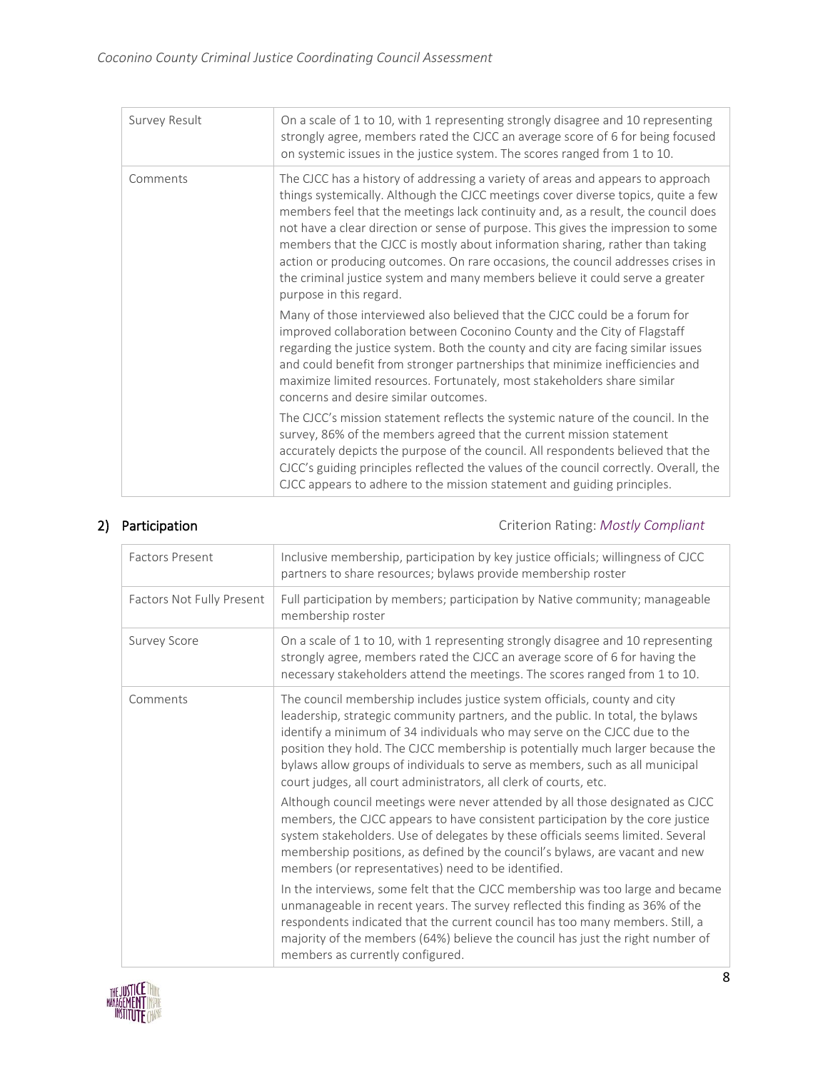| Survey Result | On a scale of 1 to 10, with 1 representing strongly disagree and 10 representing strongly agree, members rated the CJCC an average score of 6 for being focused on systemic issues in the justice system. The scores ranged from 1 to 10. |
|---|---|
| Comments | The CJCC has a history of addressing a variety of areas and appears to approach things systemically. Although the CJCC meetings cover diverse topics, quite a few members feel that the meetings lack continuity and, as a result, the council does not have a clear direction or sense of purpose. This gives the impression to some members that the CJCC is mostly about information sharing, rather than taking action or producing outcomes. On rare occasions, the council addresses crises in the criminal justice system and many members believe it could serve a greater purpose in this regard.<br><br>Many of those interviewed also believed that the CJCC could be a forum for improved collaboration between Coconino County and the City of Flagstaff regarding the justice system. Both the county and city are facing similar issues and could benefit from stronger partnerships that minimize inefficiencies and maximize limited resources. Fortunately, most stakeholders share similar concerns and desire similar outcomes.<br><br>The CJCC's mission statement reflects the systemic nature of the council. In the survey, 86% of the members agreed that the current mission statement accurately depicts the purpose of the council. All respondents believed that the CJCC's guiding principles reflected the values of the council correctly. Overall, the CJCC appears to adhere to the mission statement and guiding principles. |

## 2) Participation

Criterion Rating: *Mostly Compliant*

| Factors Present | Inclusive membership, participation by key justice officials; willingness of CJCC partners to share resources; bylaws provide membership roster |
|---|---|
| Factors Not Fully Present | Full participation by members; participation by Native community; manageable membership roster |
| Survey Score | On a scale of 1 to 10, with 1 representing strongly disagree and 10 representing strongly agree, members rated the CJCC an average score of 6 for having the necessary stakeholders attend the meetings. The scores ranged from 1 to 10. |
| Comments | The council membership includes justice system officials, county and city leadership, strategic community partners, and the public. In total, the bylaws identify a minimum of 34 individuals who may serve on the CJCC due to the position they hold. The CJCC membership is potentially much larger because the bylaws allow groups of individuals to serve as members, such as all municipal court judges, all court administrators, all clerk of courts, etc.<br><br>Although council meetings were never attended by all those designated as CJCC members, the CJCC appears to have consistent participation by the core justice system stakeholders. Use of delegates by these officials seems limited. Several membership positions, as defined by the council's bylaws, are vacant and new members (or representatives) need to be identified.<br><br>In the interviews, some felt that the CJCC membership was too large and became unmanageable in recent years. The survey reflected this finding as 36% of the respondents indicated that the current council has too many members. Still, a majority of the members (64%) believe the council has just the right number of members as currently configured. |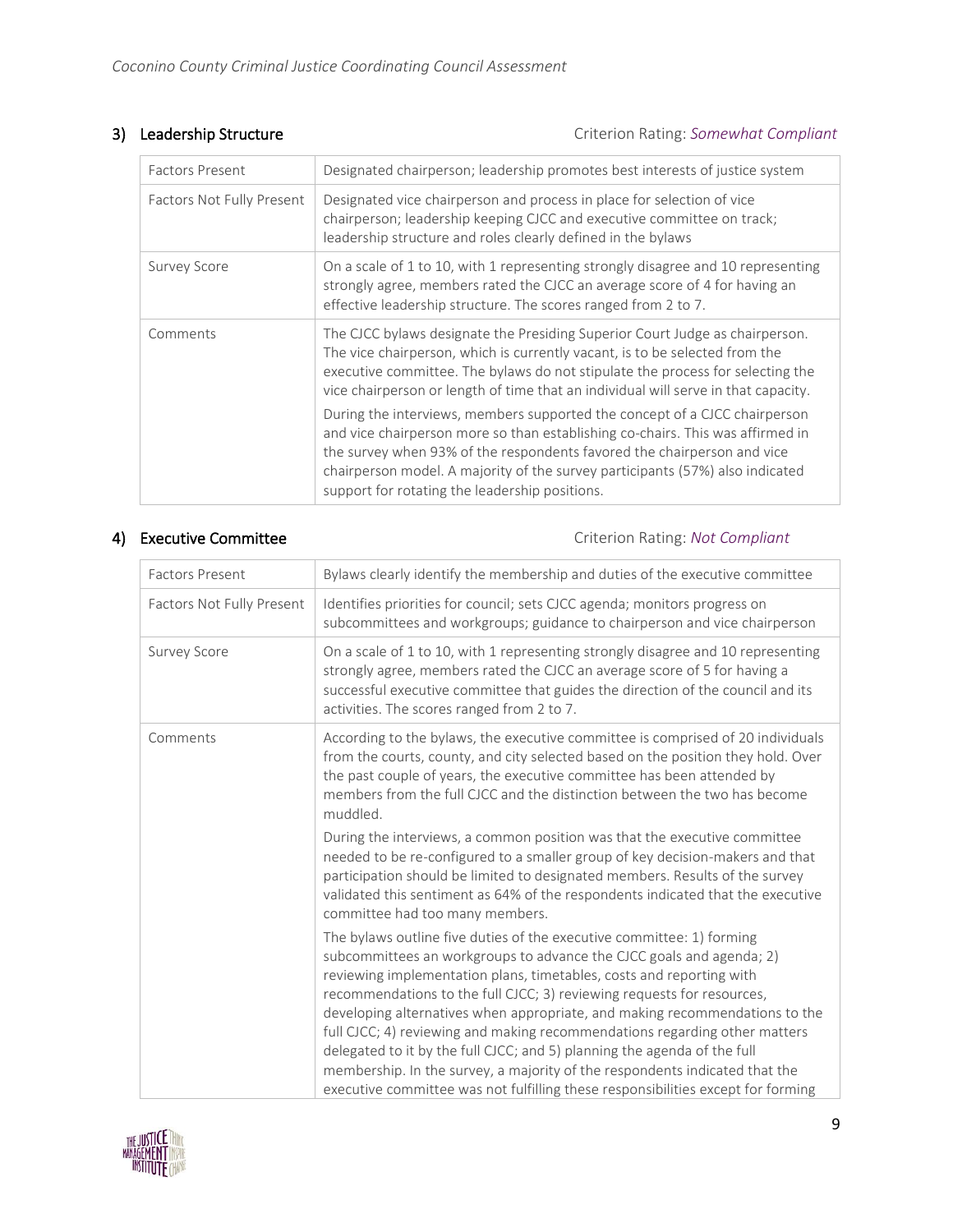### 3) Leadership Structure

Criterion Rating: *Somewhat Compliant*

| | |
|---|---|
| Factors Present | Designated chairperson; leadership promotes best interests of justice system |
| Factors Not Fully Present | Designated vice chairperson and process in place for selection of vice chairperson; leadership keeping CJCC and executive committee on track; leadership structure and roles clearly defined in the bylaws |
| Survey Score | On a scale of 1 to 10, with 1 representing strongly disagree and 10 representing strongly agree, members rated the CJCC an average score of 4 for having an effective leadership structure. The scores ranged from 2 to 7. |
| Comments | The CJCC bylaws designate the Presiding Superior Court Judge as chairperson. The vice chairperson, which is currently vacant, is to be selected from the executive committee. The bylaws do not stipulate the process for selecting the vice chairperson or length of time that an individual will serve in that capacity. <br><br> During the interviews, members supported the concept of a CJCC chairperson and vice chairperson more so than establishing co-chairs. This was affirmed in the survey when 93% of the respondents favored the chairperson and vice chairperson model. A majority of the survey participants (57%) also indicated support for rotating the leadership positions. |

### 4) Executive Committee

Criterion Rating: *Not Compliant*

| | |
|---|---|
| Factors Present | Bylaws clearly identify the membership and duties of the executive committee |
| Factors Not Fully Present | Identifies priorities for council; sets CJCC agenda; monitors progress on subcommittees and workgroups; guidance to chairperson and vice chairperson |
| Survey Score | On a scale of 1 to 10, with 1 representing strongly disagree and 10 representing strongly agree, members rated the CJCC an average score of 5 for having a successful executive committee that guides the direction of the council and its activities. The scores ranged from 2 to 7. |
| Comments | According to the bylaws, the executive committee is comprised of 20 individuals from the courts, county, and city selected based on the position they hold. Over the past couple of years, the executive committee has been attended by members from the full CJCC and the distinction between the two has become muddled. <br><br> During the interviews, a common position was that the executive committee needed to be re-configured to a smaller group of key decision-makers and that participation should be limited to designated members. Results of the survey validated this sentiment as 64% of the respondents indicated that the executive committee had too many members. <br><br> The bylaws outline five duties of the executive committee: 1) forming subcommittees an workgroups to advance the CJCC goals and agenda; 2) reviewing implementation plans, timetables, costs and reporting with recommendations to the full CJCC; 3) reviewing requests for resources, developing alternatives when appropriate, and making recommendations to the full CJCC; 4) reviewing and making recommendations regarding other matters delegated to it by the full CJCC; and 5) planning the agenda of the full membership. In the survey, a majority of the respondents indicated that the executive committee was not fulfilling these responsibilities except for forming |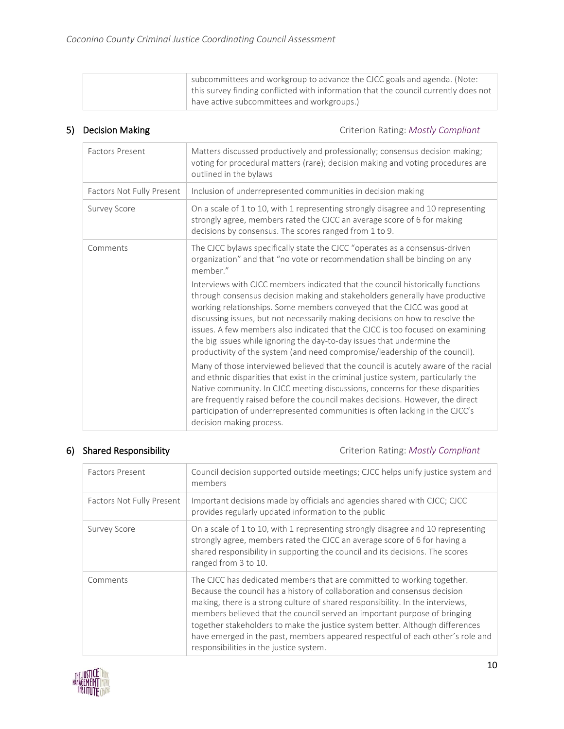| | |
|---|---|
| | subcommittees and workgroup to advance the CJCC goals and agenda. (Note: this survey finding conflicted with information that the council currently does not have active subcommittees and workgroups.) |

### 5) Decision Making

Criterion Rating: *Mostly Compliant*

| | |
|---|---|
| Factors Present | Matters discussed productively and professionally; consensus decision making; voting for procedural matters (rare); decision making and voting procedures are outlined in the bylaws |
| Factors Not Fully Present | Inclusion of underrepresented communities in decision making |
| Survey Score | On a scale of 1 to 10, with 1 representing strongly disagree and 10 representing strongly agree, members rated the CJCC an average score of 6 for making decisions by consensus. The scores ranged from 1 to 9. |
| Comments | The CJCC bylaws specifically state the CJCC "operates as a consensus-driven organization" and that "no vote or recommendation shall be binding on any member." <br><br> Interviews with CJCC members indicated that the council historically functions through consensus decision making and stakeholders generally have productive working relationships. Some members conveyed that the CJCC was good at discussing issues, but not necessarily making decisions on how to resolve the issues. A few members also indicated that the CJCC is too focused on examining the big issues while ignoring the day-to-day issues that undermine the productivity of the system (and need compromise/leadership of the council). <br><br> Many of those interviewed believed that the council is acutely aware of the racial and ethnic disparities that exist in the criminal justice system, particularly the Native community. In CJCC meeting discussions, concerns for these disparities are frequently raised before the council makes decisions. However, the direct participation of underrepresented communities is often lacking in the CJCC's decision making process. |

### 6) Shared Responsibility

Criterion Rating: *Mostly Compliant*

| | |
|---|---|
| Factors Present | Council decision supported outside meetings; CJCC helps unify justice system and members |
| Factors Not Fully Present | Important decisions made by officials and agencies shared with CJCC; CJCC provides regularly updated information to the public |
| Survey Score | On a scale of 1 to 10, with 1 representing strongly disagree and 10 representing strongly agree, members rated the CJCC an average score of 6 for having a shared responsibility in supporting the council and its decisions. The scores ranged from 3 to 10. |
| Comments | The CJCC has dedicated members that are committed to working together. Because the council has a history of collaboration and consensus decision making, there is a strong culture of shared responsibility. In the interviews, members believed that the council served an important purpose of bringing together stakeholders to make the justice system better. Although differences have emerged in the past, members appeared respectful of each other's role and responsibilities in the justice system. |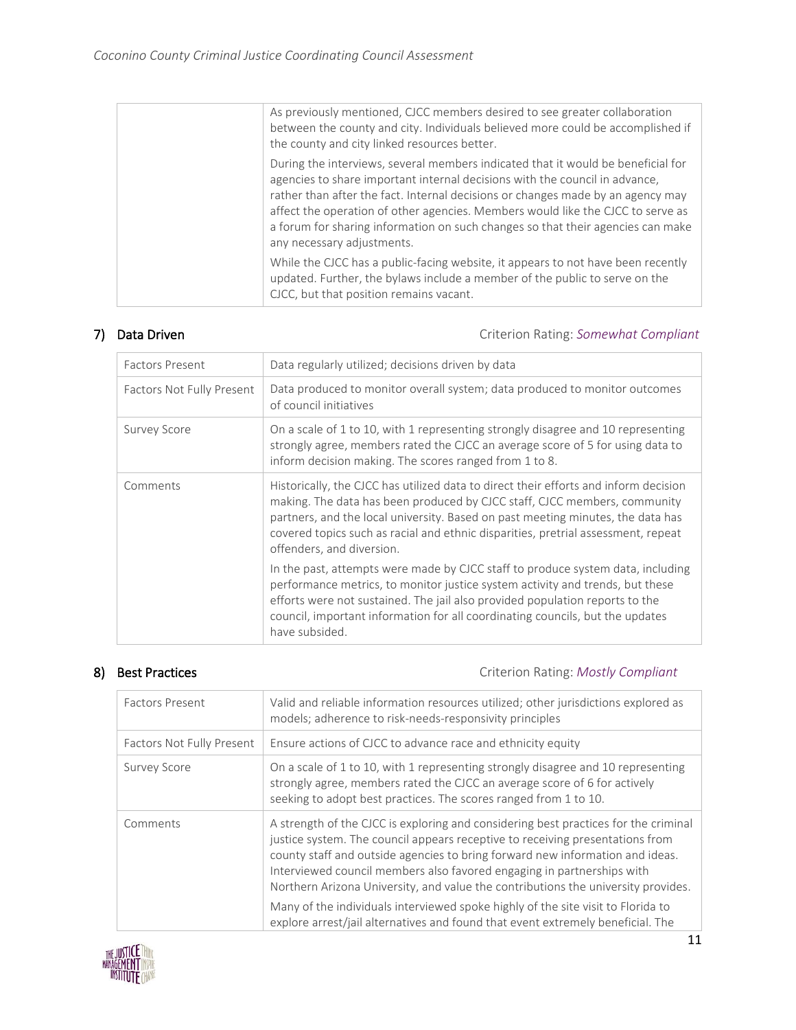| | |
|---|---|
| | As previously mentioned, CJCC members desired to see greater collaboration between the county and city. Individuals believed more could be accomplished if the county and city linked resources better.<br><br>During the interviews, several members indicated that it would be beneficial for agencies to share important internal decisions with the council in advance, rather than after the fact. Internal decisions or changes made by an agency may affect the operation of other agencies. Members would like the CJCC to serve as a forum for sharing information on such changes so that their agencies can make any necessary adjustments.<br><br>While the CJCC has a public-facing website, it appears to not have been recently updated. Further, the bylaws include a member of the public to serve on the CJCC, but that position remains vacant. |

## 7) Data Driven

Criterion Rating: *Somewhat Compliant*

| | |
|---|---|
| Factors Present | Data regularly utilized; decisions driven by data |
| Factors Not Fully Present | Data produced to monitor overall system; data produced to monitor outcomes of council initiatives |
| Survey Score | On a scale of 1 to 10, with 1 representing strongly disagree and 10 representing strongly agree, members rated the CJCC an average score of 5 for using data to inform decision making. The scores ranged from 1 to 8. |
| Comments | Historically, the CJCC has utilized data to direct their efforts and inform decision making. The data has been produced by CJCC staff, CJCC members, community partners, and the local university. Based on past meeting minutes, the data has covered topics such as racial and ethnic disparities, pretrial assessment, repeat offenders, and diversion.<br><br>In the past, attempts were made by CJCC staff to produce system data, including performance metrics, to monitor justice system activity and trends, but these efforts were not sustained. The jail also provided population reports to the council, important information for all coordinating councils, but the updates have subsided. |

## 8) Best Practices

Criterion Rating: *Mostly Compliant*

| | |
|---|---|
| Factors Present | Valid and reliable information resources utilized; other jurisdictions explored as models; adherence to risk-needs-responsivity principles |
| Factors Not Fully Present | Ensure actions of CJCC to advance race and ethnicity equity |
| Survey Score | On a scale of 1 to 10, with 1 representing strongly disagree and 10 representing strongly agree, members rated the CJCC an average score of 6 for actively seeking to adopt best practices. The scores ranged from 1 to 10. |
| Comments | A strength of the CJCC is exploring and considering best practices for the criminal justice system. The council appears receptive to receiving presentations from county staff and outside agencies to bring forward new information and ideas. Interviewed council members also favored engaging in partnerships with Northern Arizona University, and value the contributions the university provides.<br><br>Many of the individuals interviewed spoke highly of the site visit to Florida to explore arrest/jail alternatives and found that event extremely beneficial. The |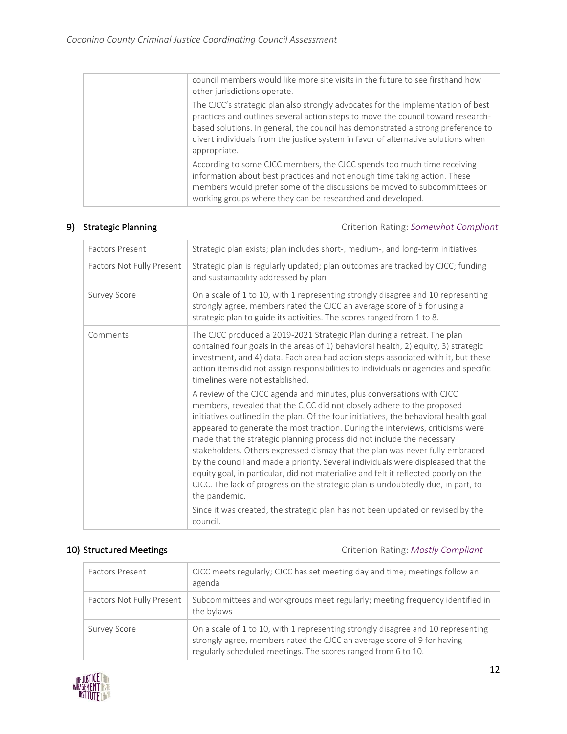| | |
|---|---|
| | council members would like more site visits in the future to see firsthand how other jurisdictions operate.<br><br>The CJCC's strategic plan also strongly advocates for the implementation of best practices and outlines several action steps to move the council toward research-based solutions. In general, the council has demonstrated a strong preference to divert individuals from the justice system in favor of alternative solutions when appropriate.<br><br>According to some CJCC members, the CJCC spends too much time receiving information about best practices and not enough time taking action. These members would prefer some of the discussions be moved to subcommittees or working groups where they can be researched and developed. |

## 9) Strategic Planning

Criterion Rating: *Somewhat Compliant*

| | |
|---|---|
| Factors Present | Strategic plan exists; plan includes short-, medium-, and long-term initiatives |
| Factors Not Fully Present | Strategic plan is regularly updated; plan outcomes are tracked by CJCC; funding and sustainability addressed by plan |
| Survey Score | On a scale of 1 to 10, with 1 representing strongly disagree and 10 representing strongly agree, members rated the CJCC an average score of 5 for using a strategic plan to guide its activities. The scores ranged from 1 to 8. |
| Comments | The CJCC produced a 2019-2021 Strategic Plan during a retreat. The plan contained four goals in the areas of 1) behavioral health, 2) equity, 3) strategic investment, and 4) data. Each area had action steps associated with it, but these action items did not assign responsibilities to individuals or agencies and specific timelines were not established.<br><br>A review of the CJCC agenda and minutes, plus conversations with CJCC members, revealed that the CJCC did not closely adhere to the proposed initiatives outlined in the plan. Of the four initiatives, the behavioral health goal appeared to generate the most traction. During the interviews, criticisms were made that the strategic planning process did not include the necessary stakeholders. Others expressed dismay that the plan was never fully embraced by the council and made a priority. Several individuals were displeased that the equity goal, in particular, did not materialize and felt it reflected poorly on the CJCC. The lack of progress on the strategic plan is undoubtedly due, in part, to the pandemic.<br><br>Since it was created, the strategic plan has not been updated or revised by the council. |

## 10) Structured Meetings

Criterion Rating: *Mostly Compliant*

| | |
|---|---|
| Factors Present | CJCC meets regularly; CJCC has set meeting day and time; meetings follow an agenda |
| Factors Not Fully Present | Subcommittees and workgroups meet regularly; meeting frequency identified in the bylaws |
| Survey Score | On a scale of 1 to 10, with 1 representing strongly disagree and 10 representing strongly agree, members rated the CJCC an average score of 9 for having regularly scheduled meetings. The scores ranged from 6 to 10. |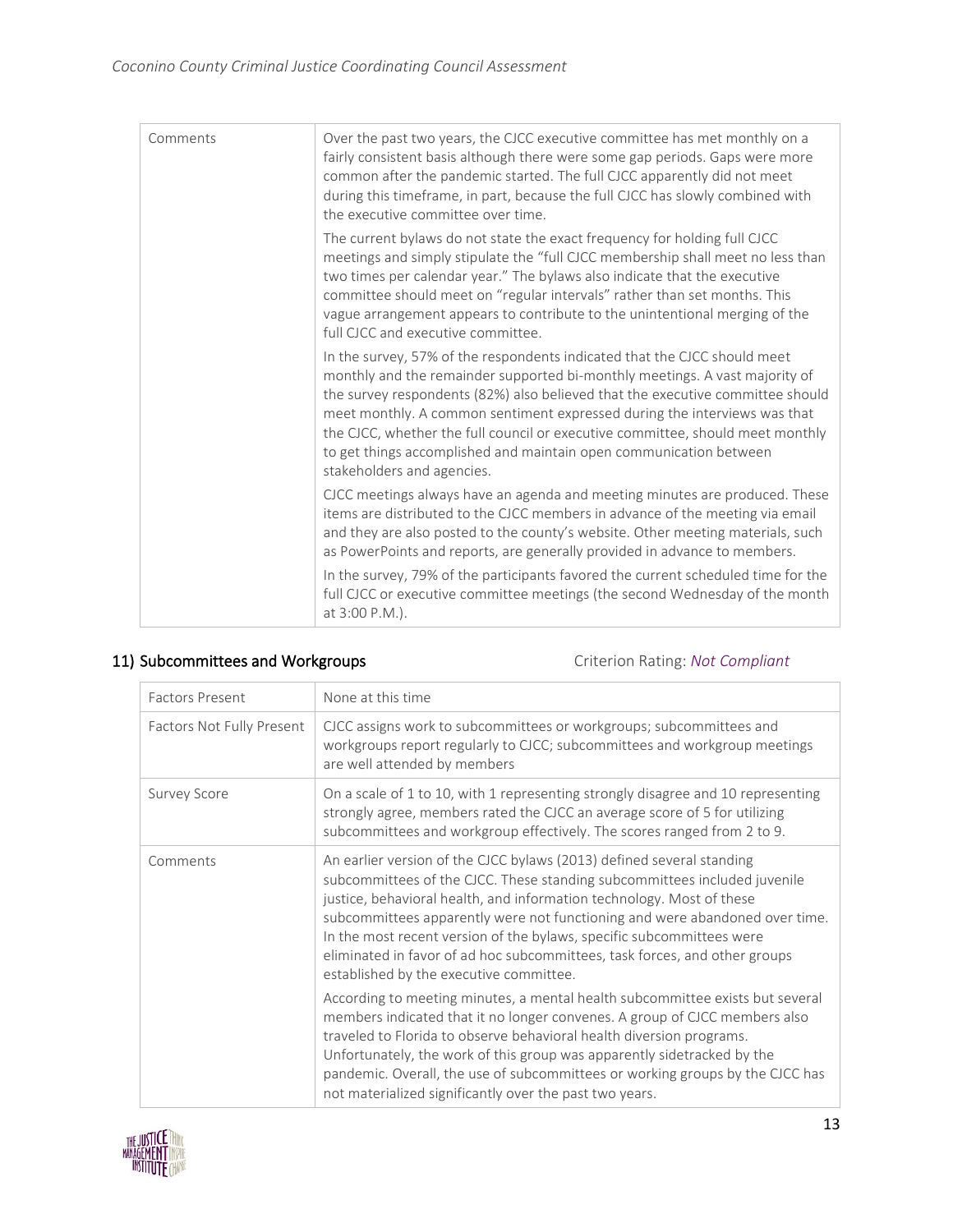| Comments | Over the past two years, the CJCC executive committee has met monthly on a fairly consistent basis although there were some gap periods. Gaps were more common after the pandemic started. The full CJCC apparently did not meet during this timeframe, in part, because the full CJCC has slowly combined with the executive committee over time.<br><br>The current bylaws do not state the exact frequency for holding full CJCC meetings and simply stipulate the "full CJCC membership shall meet no less than two times per calendar year." The bylaws also indicate that the executive committee should meet on "regular intervals" rather than set months. This vague arrangement appears to contribute to the unintentional merging of the full CJCC and executive committee.<br><br>In the survey, 57% of the respondents indicated that the CJCC should meet monthly and the remainder supported bi-monthly meetings. A vast majority of the survey respondents (82%) also believed that the executive committee should meet monthly. A common sentiment expressed during the interviews was that the CJCC, whether the full council or executive committee, should meet monthly to get things accomplished and maintain open communication between stakeholders and agencies.<br><br>CJCC meetings always have an agenda and meeting minutes are produced. These items are distributed to the CJCC members in advance of the meeting via email and they are also posted to the county's website. Other meeting materials, such as PowerPoints and reports, are generally provided in advance to members.<br><br>In the survey, 79% of the participants favored the current scheduled time for the full CJCC or executive committee meetings (the second Wednesday of the month at 3:00 P.M.). |
|---|---|

## 11) Subcommittees and Workgroups

Criterion Rating: *Not Compliant*

| Factors Present | None at this time |
|---|---|
| Factors Not Fully Present | CJCC assigns work to subcommittees or workgroups; subcommittees and workgroups report regularly to CJCC; subcommittees and workgroup meetings are well attended by members |
| Survey Score | On a scale of 1 to 10, with 1 representing strongly disagree and 10 representing strongly agree, members rated the CJCC an average score of 5 for utilizing subcommittees and workgroup effectively. The scores ranged from 2 to 9. |
| Comments | An earlier version of the CJCC bylaws (2013) defined several standing subcommittees of the CJCC. These standing subcommittees included juvenile justice, behavioral health, and information technology. Most of these subcommittees apparently were not functioning and were abandoned over time. In the most recent version of the bylaws, specific subcommittees were eliminated in favor of ad hoc subcommittees, task forces, and other groups established by the executive committee.<br><br>According to meeting minutes, a mental health subcommittee exists but several members indicated that it no longer convenes. A group of CJCC members also traveled to Florida to observe behavioral health diversion programs. Unfortunately, the work of this group was apparently sidetracked by the pandemic. Overall, the use of subcommittees or working groups by the CJCC has not materialized significantly over the past two years. |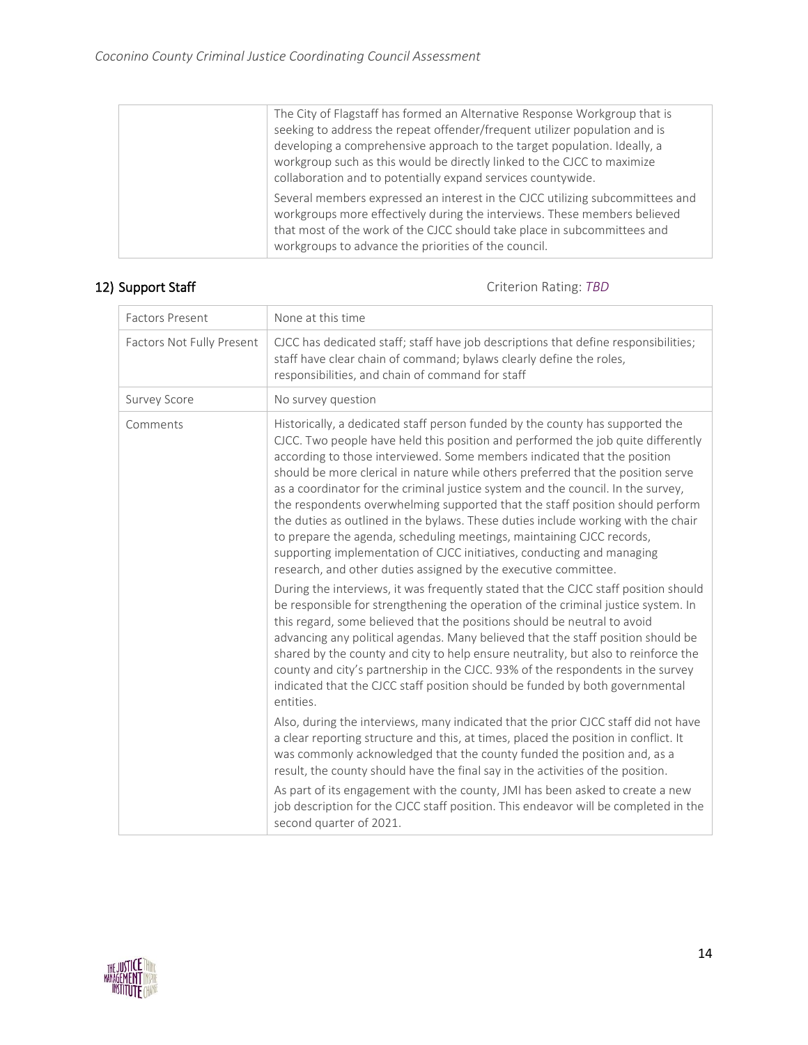| | |
|---|---|
| | The City of Flagstaff has formed an Alternative Response Workgroup that is seeking to address the repeat offender/frequent utilizer population and is developing a comprehensive approach to the target population. Ideally, a workgroup such as this would be directly linked to the CJCC to maximize collaboration and to potentially expand services countywide.<br><br>Several members expressed an interest in the CJCC utilizing subcommittees and workgroups more effectively during the interviews. These members believed that most of the work of the CJCC should take place in subcommittees and workgroups to advance the priorities of the council. |

## 12) Support Staff

Criterion Rating: *TBD*

| | |
|---|---|
| Factors Present | None at this time |
| Factors Not Fully Present | CJCC has dedicated staff; staff have job descriptions that define responsibilities; staff have clear chain of command; bylaws clearly define the roles, responsibilities, and chain of command for staff |
| Survey Score | No survey question |
| Comments | Historically, a dedicated staff person funded by the county has supported the CJCC. Two people have held this position and performed the job quite differently according to those interviewed. Some members indicated that the position should be more clerical in nature while others preferred that the position serve as a coordinator for the criminal justice system and the council. In the survey, the respondents overwhelming supported that the staff position should perform the duties as outlined in the bylaws. These duties include working with the chair to prepare the agenda, scheduling meetings, maintaining CJCC records, supporting implementation of CJCC initiatives, conducting and managing research, and other duties assigned by the executive committee.<br><br>During the interviews, it was frequently stated that the CJCC staff position should be responsible for strengthening the operation of the criminal justice system. In this regard, some believed that the positions should be neutral to avoid advancing any political agendas. Many believed that the staff position should be shared by the county and city to help ensure neutrality, but also to reinforce the county and city's partnership in the CJCC. 93% of the respondents in the survey indicated that the CJCC staff position should be funded by both governmental entities.<br><br>Also, during the interviews, many indicated that the prior CJCC staff did not have a clear reporting structure and this, at times, placed the position in conflict. It was commonly acknowledged that the county funded the position and, as a result, the county should have the final say in the activities of the position.<br><br>As part of its engagement with the county, JMI has been asked to create a new job description for the CJCC staff position. This endeavor will be completed in the second quarter of 2021. |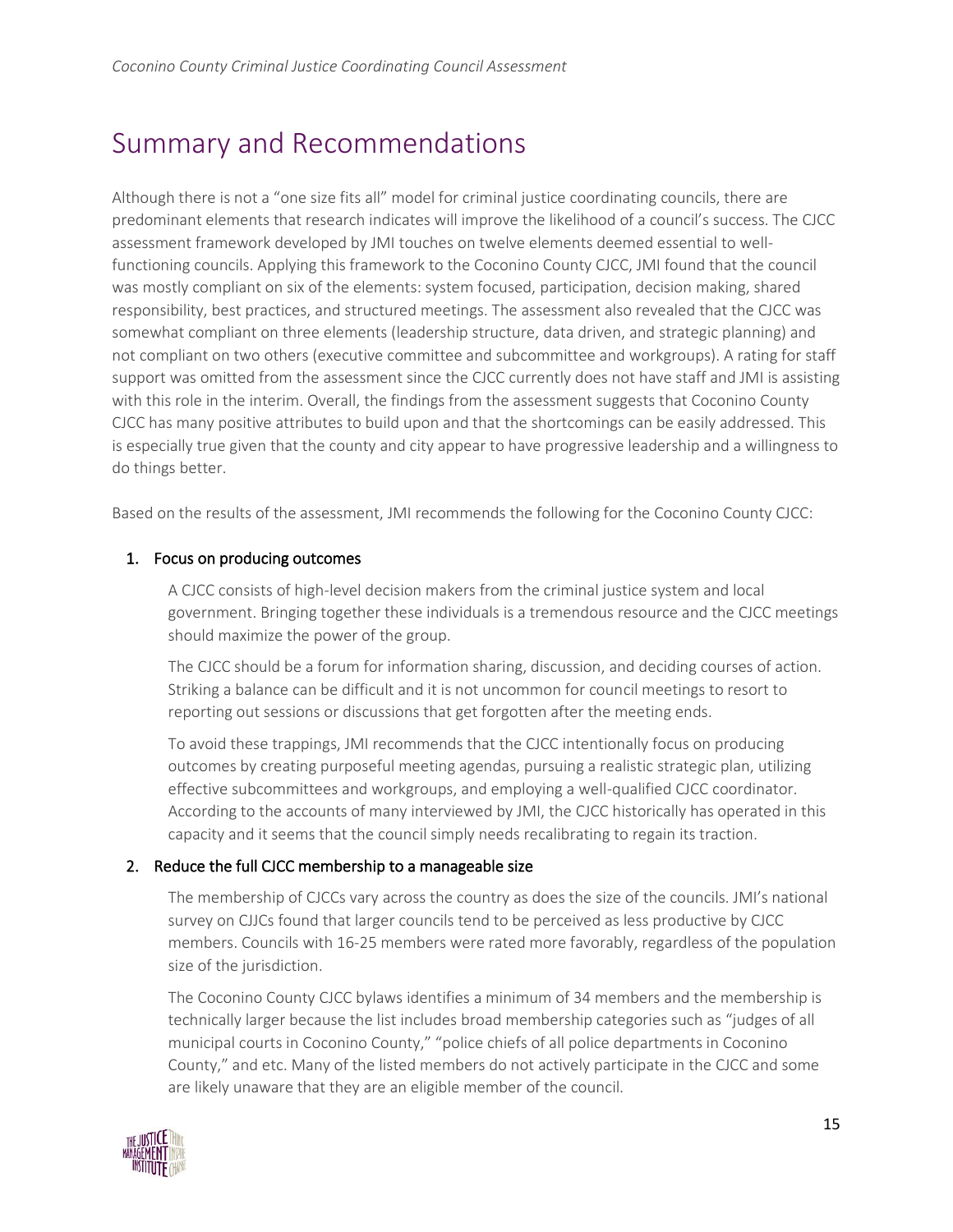# Summary and Recommendations

Although there is not a "one size fits all" model for criminal justice coordinating councils, there are predominant elements that research indicates will improve the likelihood of a council's success. The CJCC assessment framework developed by JMI touches on twelve elements deemed essential to well-functioning councils. Applying this framework to the Coconino County CJCC, JMI found that the council was mostly compliant on six of the elements: system focused, participation, decision making, shared responsibility, best practices, and structured meetings. The assessment also revealed that the CJCC was somewhat compliant on three elements (leadership structure, data driven, and strategic planning) and not compliant on two others (executive committee and subcommittee and workgroups). A rating for staff support was omitted from the assessment since the CJCC currently does not have staff and JMI is assisting with this role in the interim. Overall, the findings from the assessment suggests that Coconino County CJCC has many positive attributes to build upon and that the shortcomings can be easily addressed. This is especially true given that the county and city appear to have progressive leadership and a willingness to do things better.

Based on the results of the assessment, JMI recommends the following for the Coconino County CJCC:

1. Focus on producing outcomes

   A CJCC consists of high-level decision makers from the criminal justice system and local government. Bringing together these individuals is a tremendous resource and the CJCC meetings should maximize the power of the group.

   The CJCC should be a forum for information sharing, discussion, and deciding courses of action. Striking a balance can be difficult and it is not uncommon for council meetings to resort to reporting out sessions or discussions that get forgotten after the meeting ends.

   To avoid these trappings, JMI recommends that the CJCC intentionally focus on producing outcomes by creating purposeful meeting agendas, pursuing a realistic strategic plan, utilizing effective subcommittees and workgroups, and employing a well-qualified CJCC coordinator. According to the accounts of many interviewed by JMI, the CJCC historically has operated in this capacity and it seems that the council simply needs recalibrating to regain its traction.

2. Reduce the full CJCC membership to a manageable size

   The membership of CJCCs vary across the country as does the size of the councils. JMI's national survey on CJJCs found that larger councils tend to be perceived as less productive by CJCC members. Councils with 16-25 members were rated more favorably, regardless of the population size of the jurisdiction.

   The Coconino County CJCC bylaws identifies a minimum of 34 members and the membership is technically larger because the list includes broad membership categories such as "judges of all municipal courts in Coconino County," "police chiefs of all police departments in Coconino County," and etc. Many of the listed members do not actively participate in the CJCC and some are likely unaware that they are an eligible member of the council.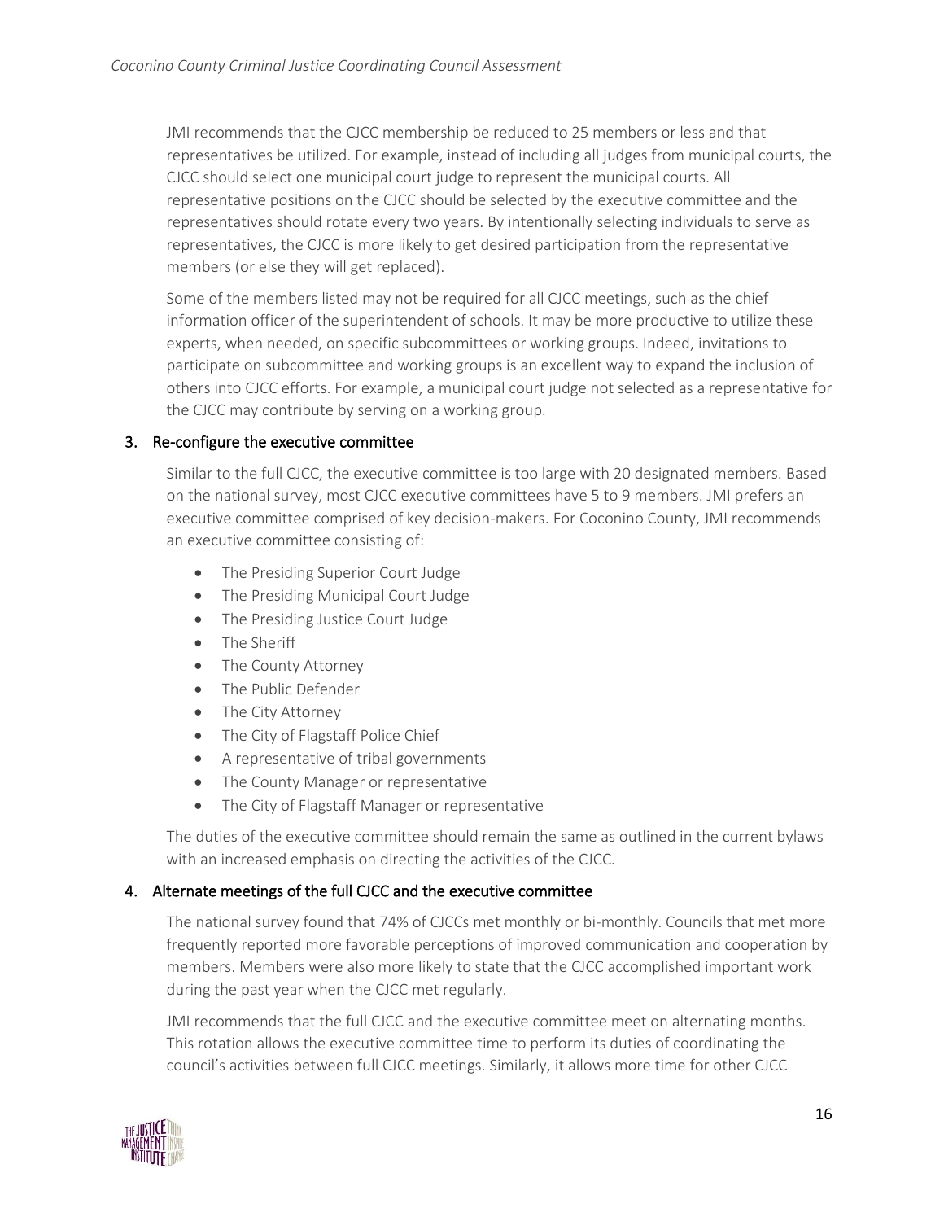JMI recommends that the CJCC membership be reduced to 25 members or less and that representatives be utilized. For example, instead of including all judges from municipal courts, the CJCC should select one municipal court judge to represent the municipal courts. All representative positions on the CJCC should be selected by the executive committee and the representatives should rotate every two years. By intentionally selecting individuals to serve as representatives, the CJCC is more likely to get desired participation from the representative members (or else they will get replaced).

Some of the members listed may not be required for all CJCC meetings, such as the chief information officer of the superintendent of schools. It may be more productive to utilize these experts, when needed, on specific subcommittees or working groups. Indeed, invitations to participate on subcommittee and working groups is an excellent way to expand the inclusion of others into CJCC efforts. For example, a municipal court judge not selected as a representative for the CJCC may contribute by serving on a working group.

### 3. Re-configure the executive committee

Similar to the full CJCC, the executive committee is too large with 20 designated members. Based on the national survey, most CJCC executive committees have 5 to 9 members. JMI prefers an executive committee comprised of key decision-makers. For Coconino County, JMI recommends an executive committee consisting of:

- The Presiding Superior Court Judge
- The Presiding Municipal Court Judge
- The Presiding Justice Court Judge
- The Sheriff
- The County Attorney
- The Public Defender
- The City Attorney
- The City of Flagstaff Police Chief
- A representative of tribal governments
- The County Manager or representative
- The City of Flagstaff Manager or representative

The duties of the executive committee should remain the same as outlined in the current bylaws with an increased emphasis on directing the activities of the CJCC.

### 4. Alternate meetings of the full CJCC and the executive committee

The national survey found that 74% of CJCCs met monthly or bi-monthly. Councils that met more frequently reported more favorable perceptions of improved communication and cooperation by members. Members were also more likely to state that the CJCC accomplished important work during the past year when the CJCC met regularly.

JMI recommends that the full CJCC and the executive committee meet on alternating months. This rotation allows the executive committee time to perform its duties of coordinating the council's activities between full CJCC meetings. Similarly, it allows more time for other CJCC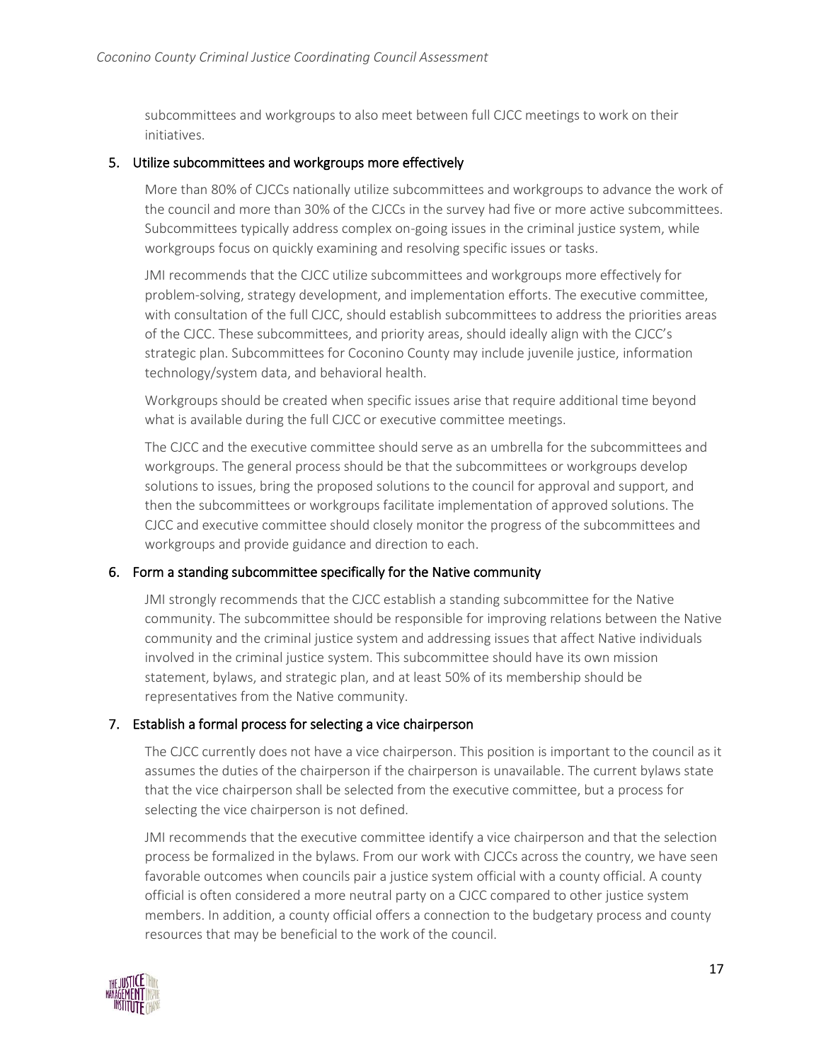subcommittees and workgroups to also meet between full CJCC meetings to work on their initiatives.

### 5. Utilize subcommittees and workgroups more effectively

More than 80% of CJCCs nationally utilize subcommittees and workgroups to advance the work of the council and more than 30% of the CJCCs in the survey had five or more active subcommittees. Subcommittees typically address complex on-going issues in the criminal justice system, while workgroups focus on quickly examining and resolving specific issues or tasks.

JMI recommends that the CJCC utilize subcommittees and workgroups more effectively for problem-solving, strategy development, and implementation efforts. The executive committee, with consultation of the full CJCC, should establish subcommittees to address the priorities areas of the CJCC. These subcommittees, and priority areas, should ideally align with the CJCC's strategic plan. Subcommittees for Coconino County may include juvenile justice, information technology/system data, and behavioral health.

Workgroups should be created when specific issues arise that require additional time beyond what is available during the full CJCC or executive committee meetings.

The CJCC and the executive committee should serve as an umbrella for the subcommittees and workgroups. The general process should be that the subcommittees or workgroups develop solutions to issues, bring the proposed solutions to the council for approval and support, and then the subcommittees or workgroups facilitate implementation of approved solutions. The CJCC and executive committee should closely monitor the progress of the subcommittees and workgroups and provide guidance and direction to each.

### 6. Form a standing subcommittee specifically for the Native community

JMI strongly recommends that the CJCC establish a standing subcommittee for the Native community. The subcommittee should be responsible for improving relations between the Native community and the criminal justice system and addressing issues that affect Native individuals involved in the criminal justice system. This subcommittee should have its own mission statement, bylaws, and strategic plan, and at least 50% of its membership should be representatives from the Native community.

### 7. Establish a formal process for selecting a vice chairperson

The CJCC currently does not have a vice chairperson. This position is important to the council as it assumes the duties of the chairperson if the chairperson is unavailable. The current bylaws state that the vice chairperson shall be selected from the executive committee, but a process for selecting the vice chairperson is not defined.

JMI recommends that the executive committee identify a vice chairperson and that the selection process be formalized in the bylaws. From our work with CJCCs across the country, we have seen favorable outcomes when councils pair a justice system official with a county official. A county official is often considered a more neutral party on a CJCC compared to other justice system members. In addition, a county official offers a connection to the budgetary process and county resources that may be beneficial to the work of the council.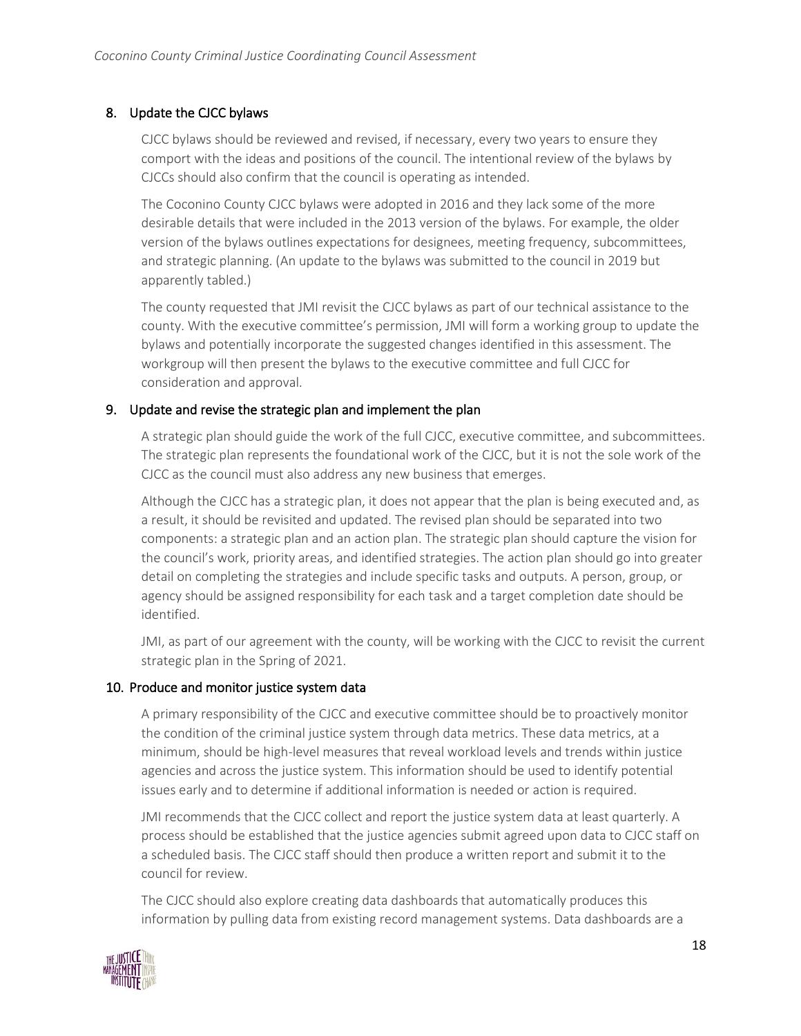## 8. Update the CJCC bylaws

CJCC bylaws should be reviewed and revised, if necessary, every two years to ensure they comport with the ideas and positions of the council. The intentional review of the bylaws by CJCCs should also confirm that the council is operating as intended.

The Coconino County CJCC bylaws were adopted in 2016 and they lack some of the more desirable details that were included in the 2013 version of the bylaws. For example, the older version of the bylaws outlines expectations for designees, meeting frequency, subcommittees, and strategic planning. (An update to the bylaws was submitted to the council in 2019 but apparently tabled.)

The county requested that JMI revisit the CJCC bylaws as part of our technical assistance to the county. With the executive committee's permission, JMI will form a working group to update the bylaws and potentially incorporate the suggested changes identified in this assessment. The workgroup will then present the bylaws to the executive committee and full CJCC for consideration and approval.

## 9. Update and revise the strategic plan and implement the plan

A strategic plan should guide the work of the full CJCC, executive committee, and subcommittees. The strategic plan represents the foundational work of the CJCC, but it is not the sole work of the CJCC as the council must also address any new business that emerges.

Although the CJCC has a strategic plan, it does not appear that the plan is being executed and, as a result, it should be revisited and updated. The revised plan should be separated into two components: a strategic plan and an action plan. The strategic plan should capture the vision for the council's work, priority areas, and identified strategies. The action plan should go into greater detail on completing the strategies and include specific tasks and outputs. A person, group, or agency should be assigned responsibility for each task and a target completion date should be identified.

JMI, as part of our agreement with the county, will be working with the CJCC to revisit the current strategic plan in the Spring of 2021.

## 10. Produce and monitor justice system data

A primary responsibility of the CJCC and executive committee should be to proactively monitor the condition of the criminal justice system through data metrics. These data metrics, at a minimum, should be high-level measures that reveal workload levels and trends within justice agencies and across the justice system. This information should be used to identify potential issues early and to determine if additional information is needed or action is required.

JMI recommends that the CJCC collect and report the justice system data at least quarterly. A process should be established that the justice agencies submit agreed upon data to CJCC staff on a scheduled basis. The CJCC staff should then produce a written report and submit it to the council for review.

The CJCC should also explore creating data dashboards that automatically produces this information by pulling data from existing record management systems. Data dashboards are a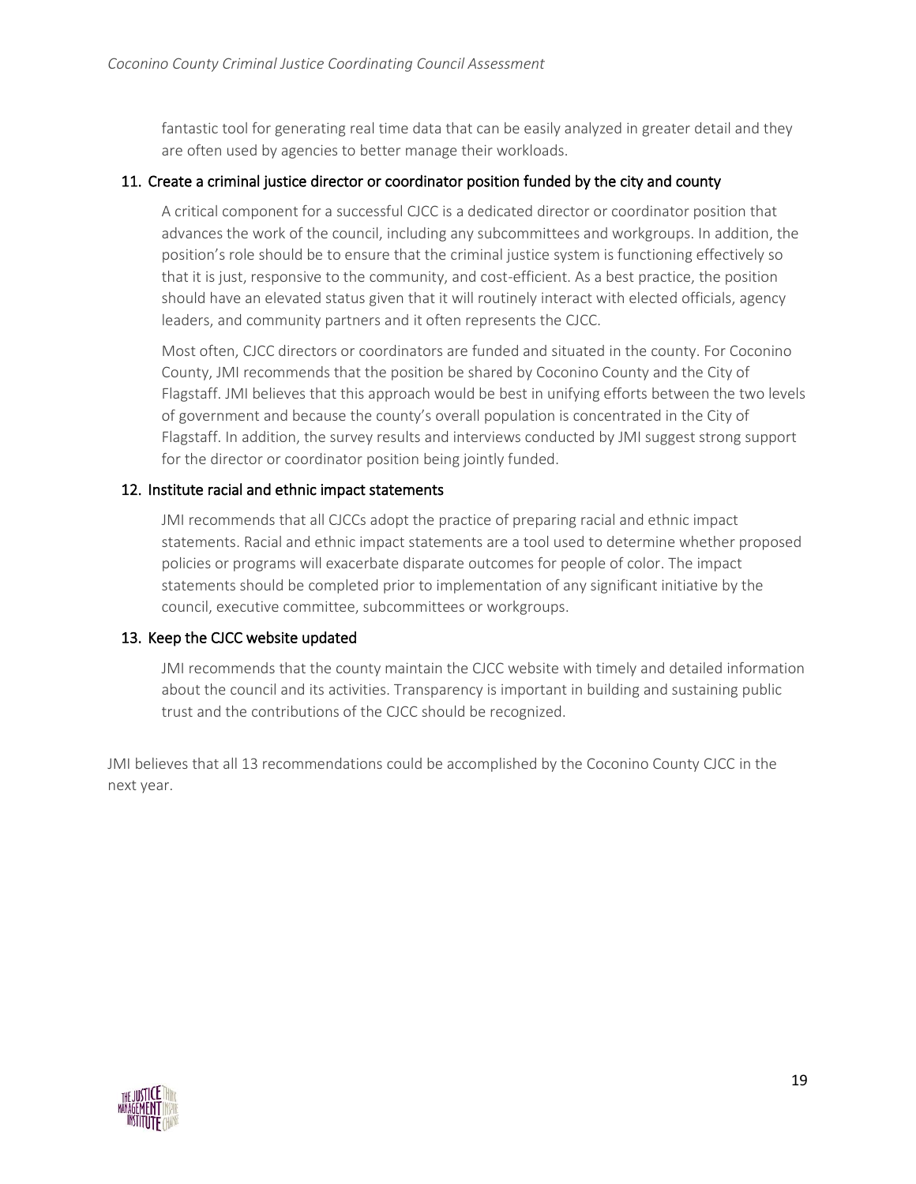fantastic tool for generating real time data that can be easily analyzed in greater detail and they are often used by agencies to better manage their workloads.

11. Create a criminal justice director or coordinator position funded by the city and county

    A critical component for a successful CJCC is a dedicated director or coordinator position that advances the work of the council, including any subcommittees and workgroups. In addition, the position's role should be to ensure that the criminal justice system is functioning effectively so that it is just, responsive to the community, and cost-efficient. As a best practice, the position should have an elevated status given that it will routinely interact with elected officials, agency leaders, and community partners and it often represents the CJCC.

    Most often, CJCC directors or coordinators are funded and situated in the county. For Coconino County, JMI recommends that the position be shared by Coconino County and the City of Flagstaff. JMI believes that this approach would be best in unifying efforts between the two levels of government and because the county's overall population is concentrated in the City of Flagstaff. In addition, the survey results and interviews conducted by JMI suggest strong support for the director or coordinator position being jointly funded.

12. Institute racial and ethnic impact statements

    JMI recommends that all CJCCs adopt the practice of preparing racial and ethnic impact statements. Racial and ethnic impact statements are a tool used to determine whether proposed policies or programs will exacerbate disparate outcomes for people of color. The impact statements should be completed prior to implementation of any significant initiative by the council, executive committee, subcommittees or workgroups.

13. Keep the CJCC website updated

    JMI recommends that the county maintain the CJCC website with timely and detailed information about the council and its activities. Transparency is important in building and sustaining public trust and the contributions of the CJCC should be recognized.

JMI believes that all 13 recommendations could be accomplished by the Coconino County CJCC in the next year.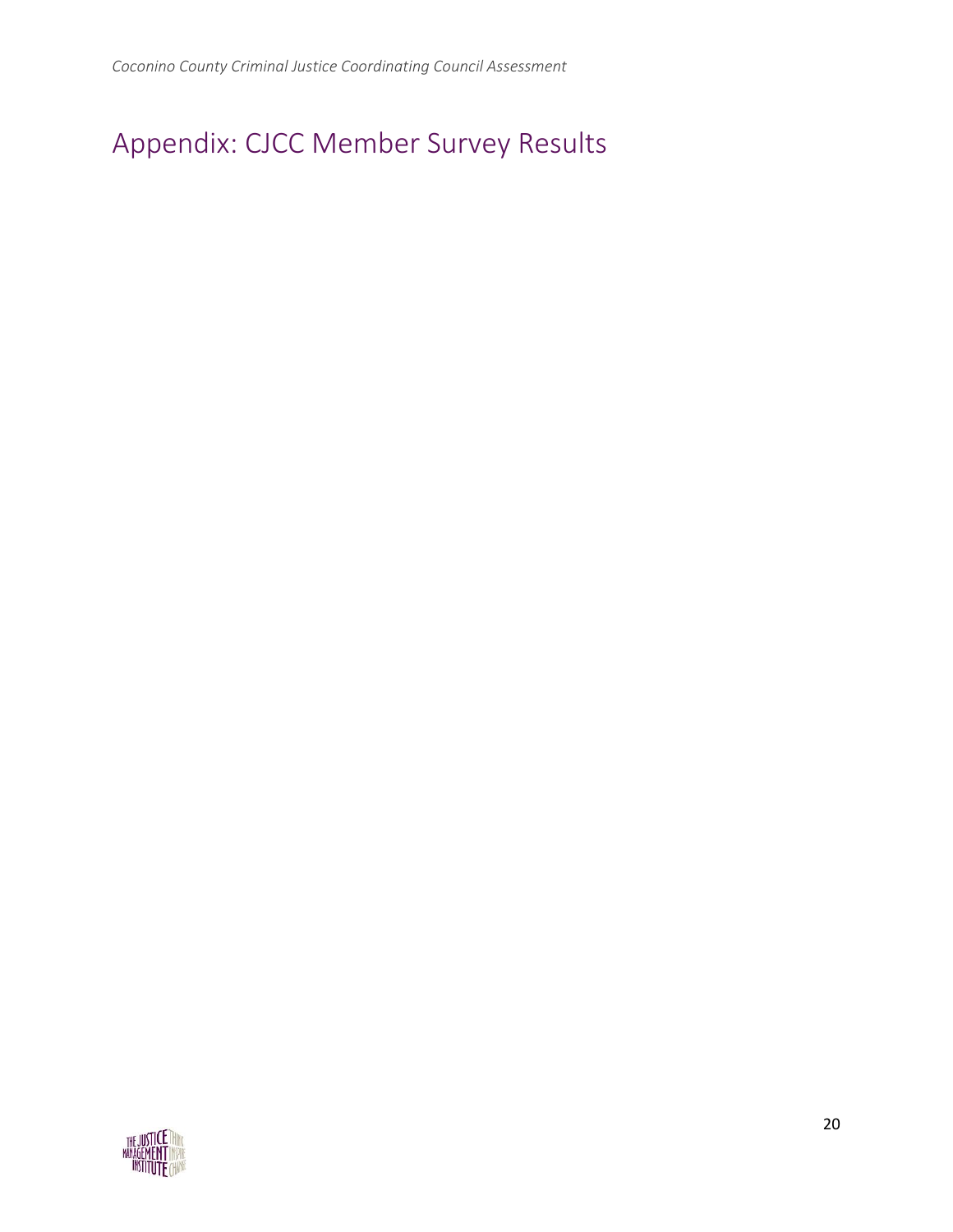# Appendix: CJCC Member Survey Results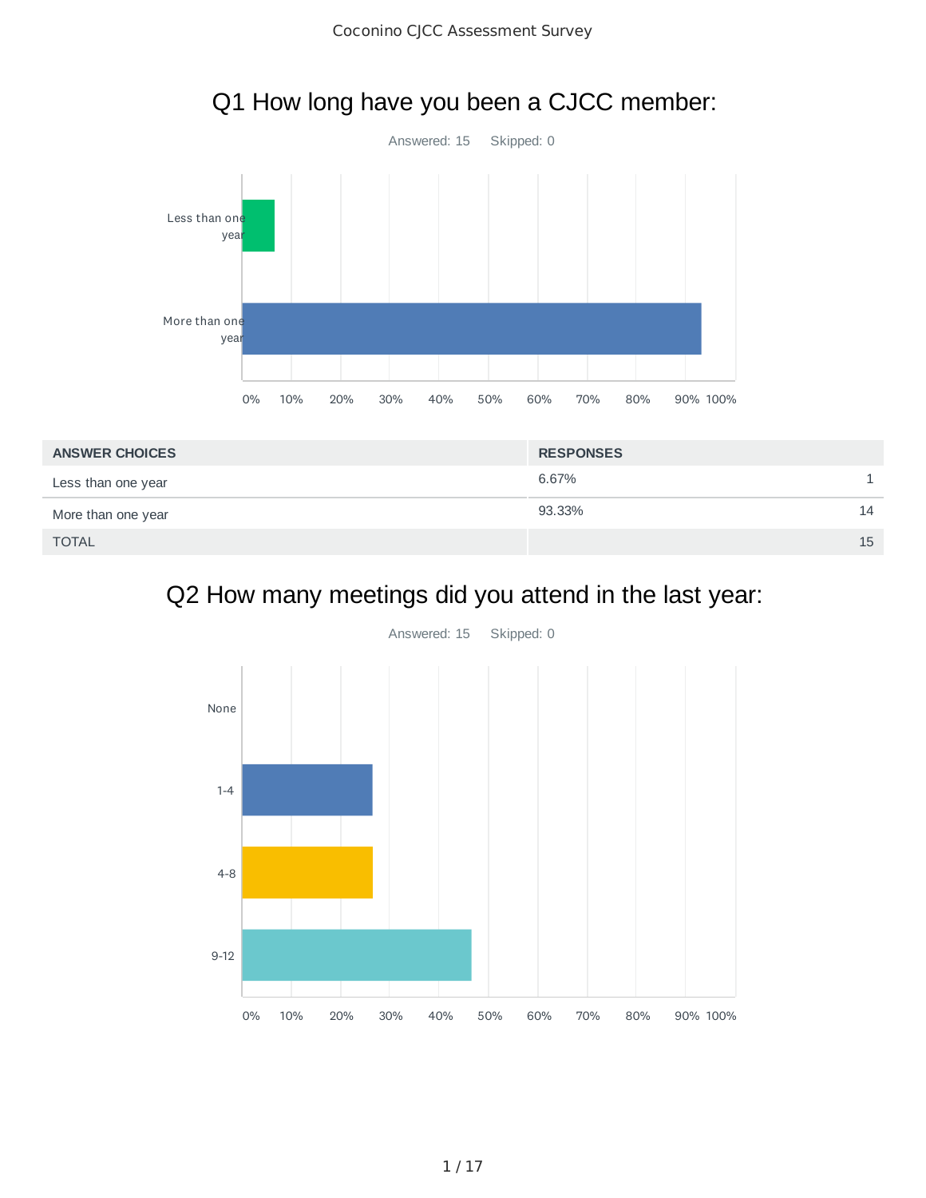# Q1 How long have you been a CJCC member:

Answered: 15 Skipped: 0

| ANSWER CHOICES | RESPONSES | |
|---|---|---|
| Less than one year | 6.67% | 1 |
| More than one year | 93.33% | 14 |
| TOTAL | | 15 |

# Q2 How many meetings did you attend in the last year:

Answered: 15 Skipped: 0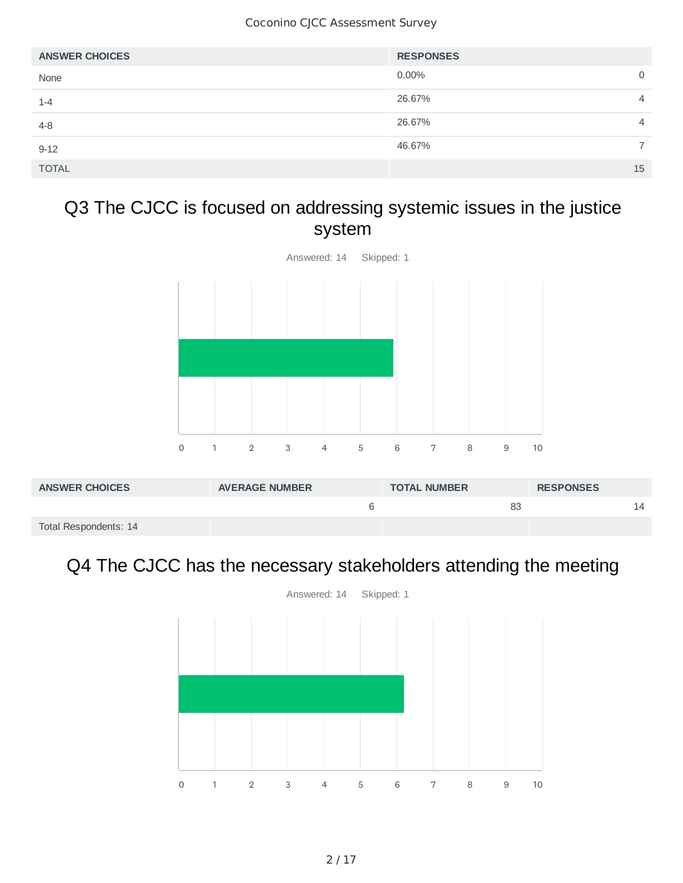| ANSWER CHOICES | RESPONSES | |
|---|---|---|
| None | 0.00% | 0 |
| 1-4 | 26.67% | 4 |
| 4-8 | 26.67% | 4 |
| 9-12 | 46.67% | 7 |
| TOTAL | | 15 |

## Q3 The CJCC is focused on addressing systemic issues in the justice system

Answered: 14 Skipped: 1

| ANSWER CHOICES | AVERAGE NUMBER | TOTAL NUMBER | RESPONSES |
|---|---|---|---|
| | 6 | 83 | 14 |
| Total Respondents: 14 | | | |

## Q4 The CJCC has the necessary stakeholders attending the meeting

Answered: 14 Skipped: 1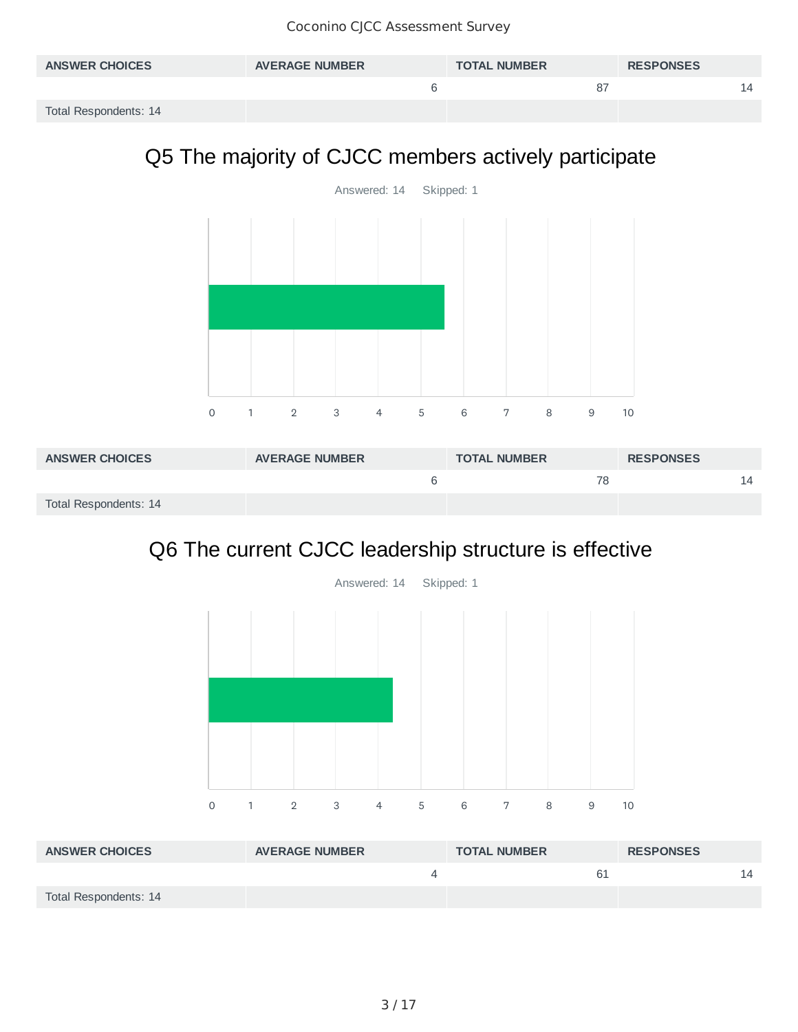| ANSWER CHOICES | AVERAGE NUMBER | TOTAL NUMBER | RESPONSES |
|---|---|---|---|
| | 6 | 87 | 14 |
| Total Respondents: 14 | | | |

## Q5 The majority of CJCC members actively participate

Answered: 14 Skipped: 1

| ANSWER CHOICES | AVERAGE NUMBER | TOTAL NUMBER | RESPONSES |
|---|---|---|---|
| | 6 | 78 | 14 |
| Total Respondents: 14 | | | |

## Q6 The current CJCC leadership structure is effective

Answered: 14 Skipped: 1

| ANSWER CHOICES | AVERAGE NUMBER | TOTAL NUMBER | RESPONSES |
|---|---|---|---|
| | 4 | 61 | 14 |
| Total Respondents: 14 | | | |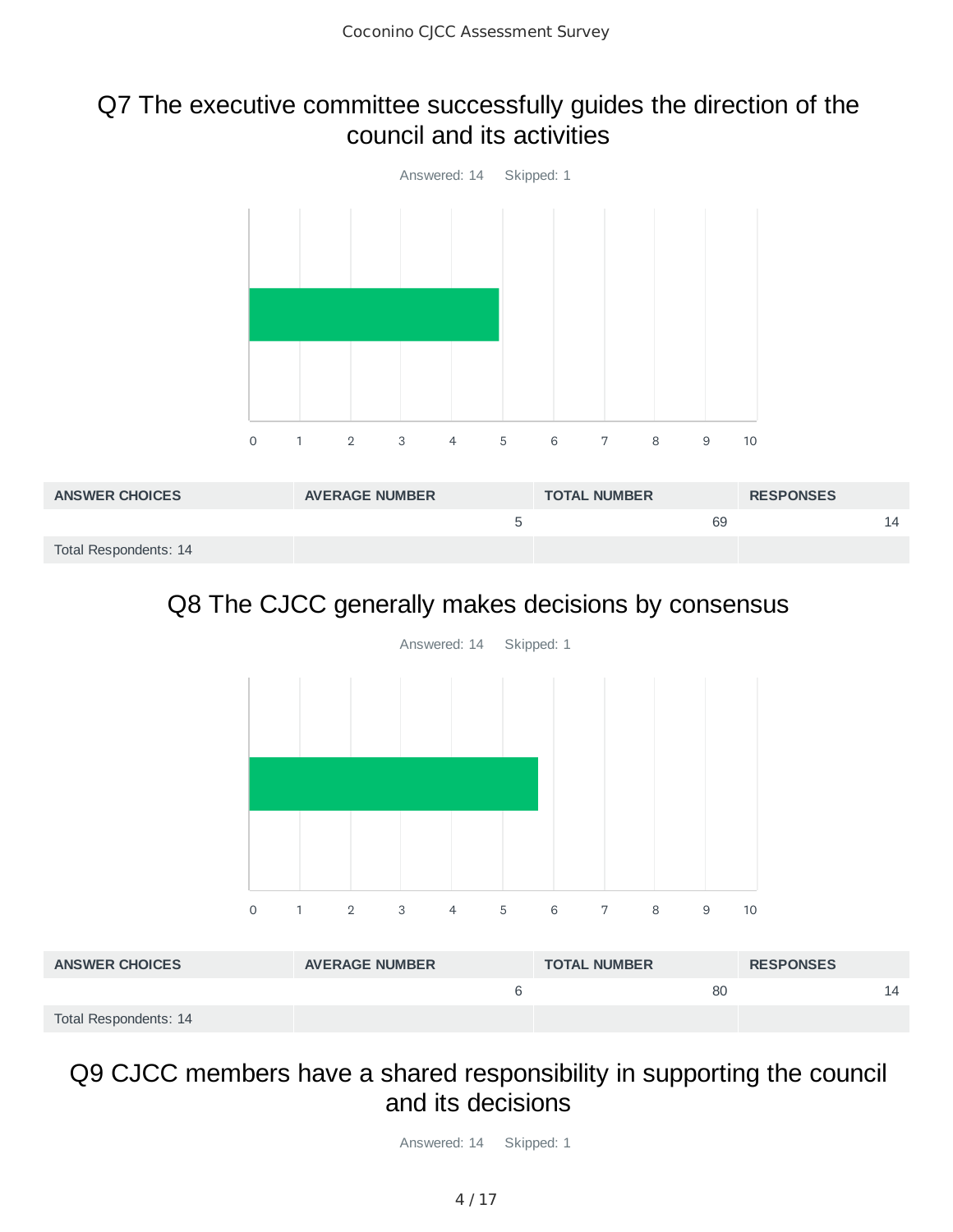## Q7 The executive committee successfully guides the direction of the council and its activities

Answered: 14 Skipped: 1

| ANSWER CHOICES | AVERAGE NUMBER | TOTAL NUMBER | RESPONSES |
|---|---|---|---|
| | 5 | 69 | 14 |
| Total Respondents: 14 | | | |

## Q8 The CJCC generally makes decisions by consensus

Answered: 14 Skipped: 1

| ANSWER CHOICES | AVERAGE NUMBER | TOTAL NUMBER | RESPONSES |
|---|---|---|---|
| | 6 | 80 | 14 |
| Total Respondents: 14 | | | |

## Q9 CJCC members have a shared responsibility in supporting the council and its decisions

Answered: 14 Skipped: 1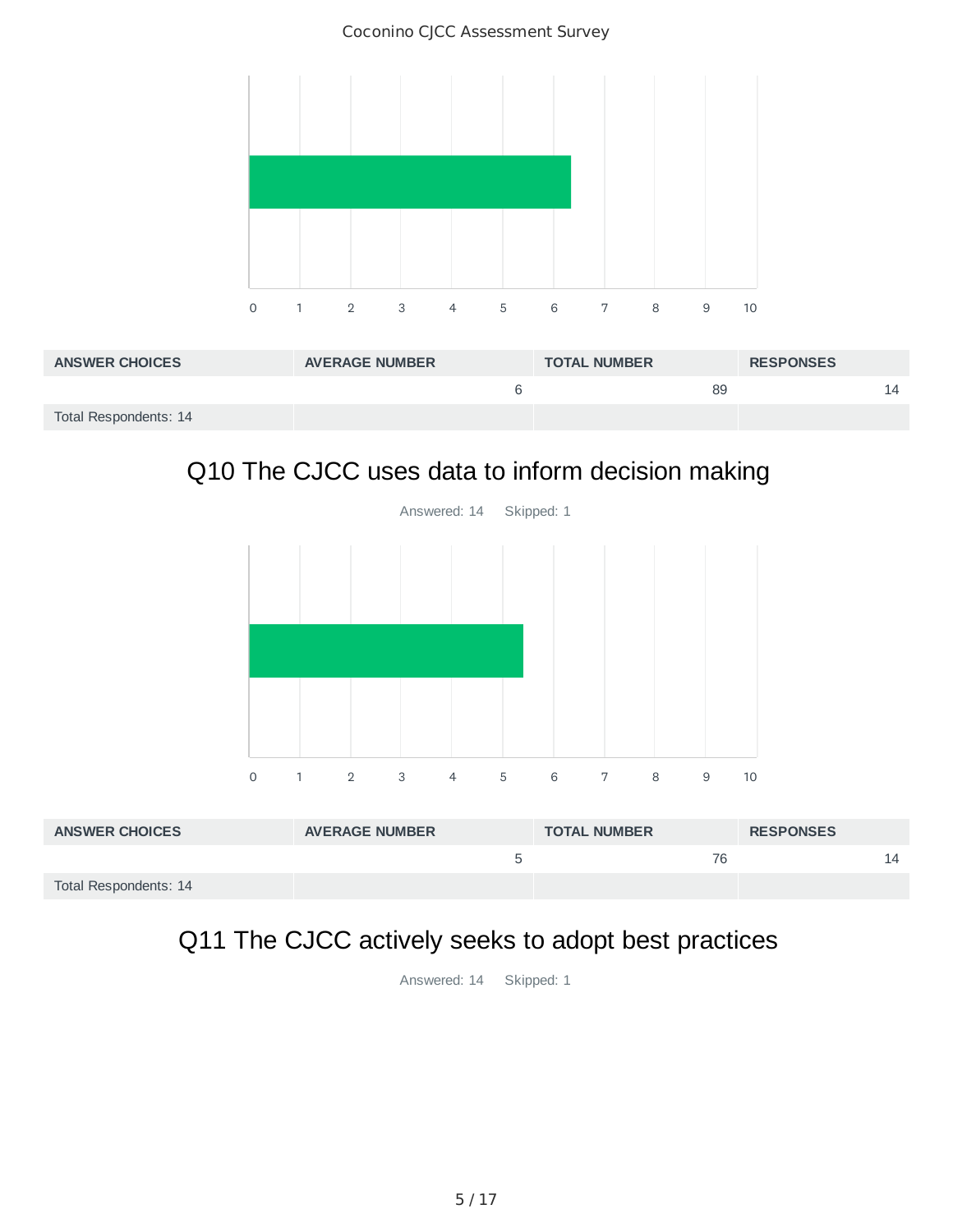| ANSWER CHOICES | AVERAGE NUMBER | TOTAL NUMBER | RESPONSES |
|---|---|---|---|
| | 6 | 89 | 14 |
| Total Respondents: 14 | | | |

## Q10 The CJCC uses data to inform decision making

Answered: 14 Skipped: 1

| ANSWER CHOICES | AVERAGE NUMBER | TOTAL NUMBER | RESPONSES |
|---|---|---|---|
| | 5 | 76 | 14 |
| Total Respondents: 14 | | | |

## Q11 The CJCC actively seeks to adopt best practices

Answered: 14 Skipped: 1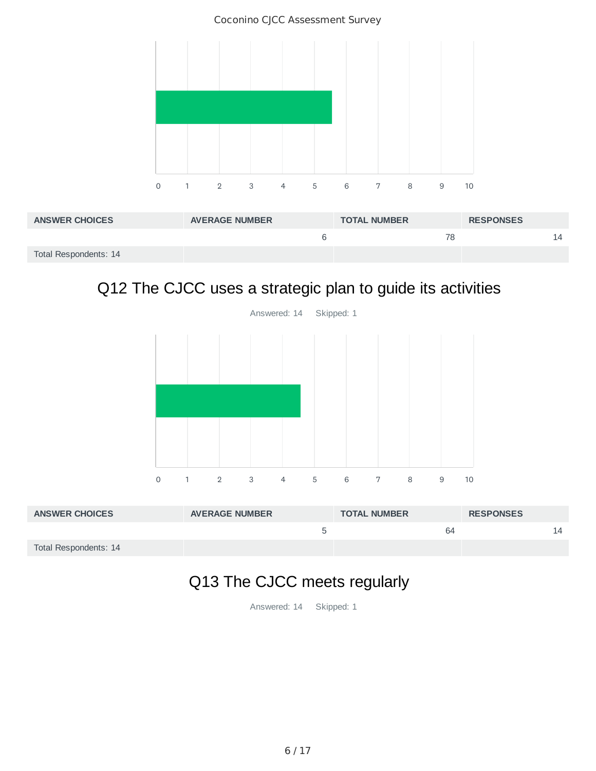| ANSWER CHOICES | AVERAGE NUMBER | TOTAL NUMBER | RESPONSES |
|---|---|---|---|
| | 6 | 78 | 14 |
| Total Respondents: 14 | | | |

## Q12 The CJCC uses a strategic plan to guide its activities

Answered: 14 Skipped: 1

| ANSWER CHOICES | AVERAGE NUMBER | TOTAL NUMBER | RESPONSES |
|---|---|---|---|
| | 5 | 64 | 14 |
| Total Respondents: 14 | | | |

## Q13 The CJCC meets regularly

Answered: 14 Skipped: 1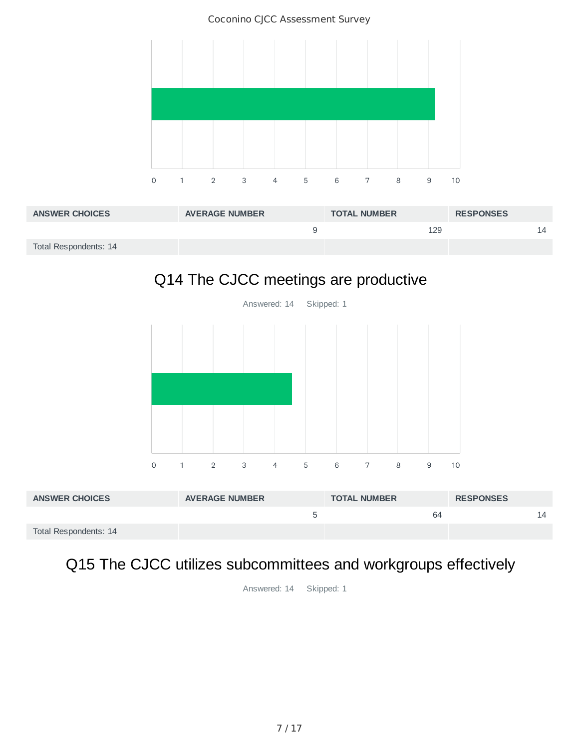| ANSWER CHOICES | AVERAGE NUMBER | TOTAL NUMBER | RESPONSES |
|---|---|---|---|
| | 9 | 129 | 14 |
| Total Respondents: 14 | | | |

## Q14 The CJCC meetings are productive

Answered: 14 Skipped: 1

| ANSWER CHOICES | AVERAGE NUMBER | TOTAL NUMBER | RESPONSES |
|---|---|---|---|
| | 5 | 64 | 14 |
| Total Respondents: 14 | | | |

## Q15 The CJCC utilizes subcommittees and workgroups effectively

Answered: 14 Skipped: 1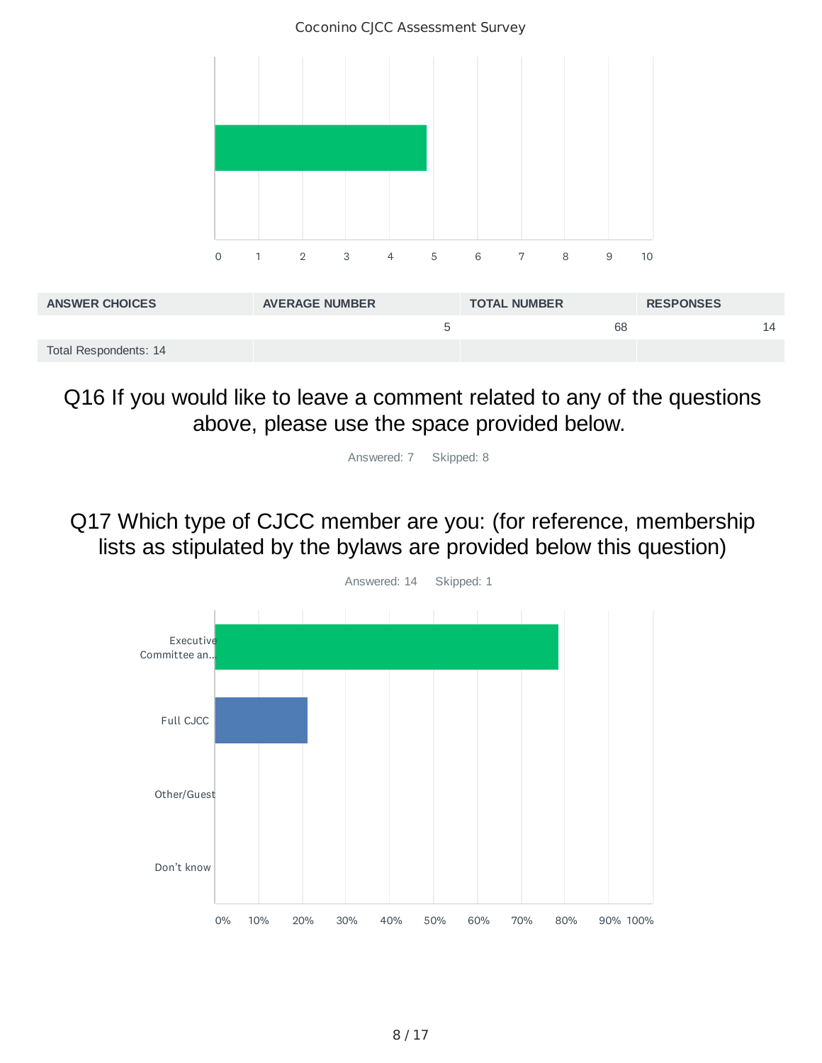| ANSWER CHOICES | AVERAGE NUMBER | TOTAL NUMBER | RESPONSES |
|---|---|---|---|
| | 5 | 68 | 14 |
| Total Respondents: 14 | | | |

## Q16 If you would like to leave a comment related to any of the questions above, please use the space provided below.

Answered: 7 Skipped: 8

## Q17 Which type of CJCC member are you: (for reference, membership lists as stipulated by the bylaws are provided below this question)

Answered: 14 Skipped: 1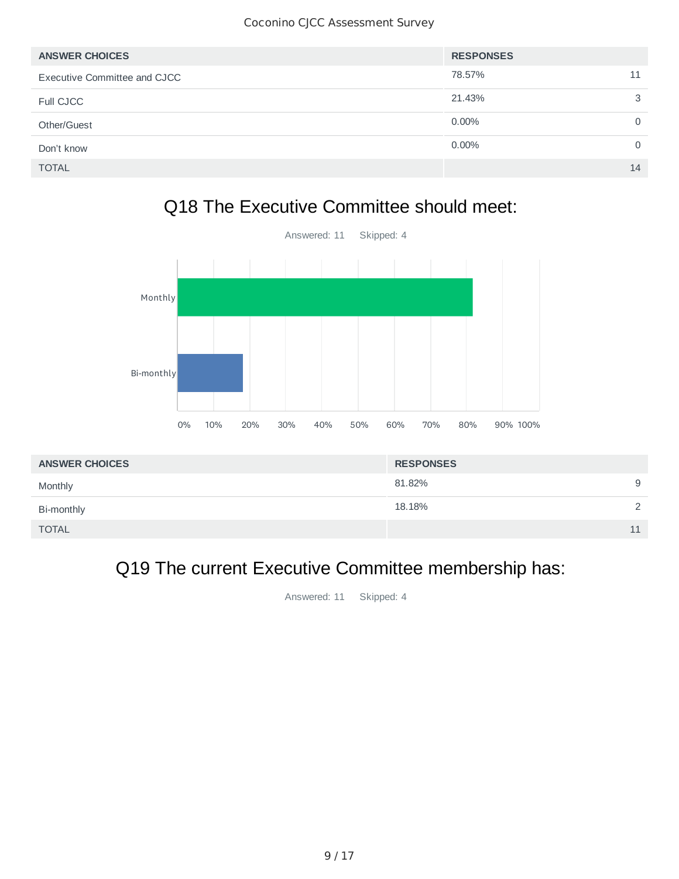| ANSWER CHOICES | RESPONSES | |
|---|---|---|
| Executive Committee and CJCC | 78.57% | 11 |
| Full CJCC | 21.43% | 3 |
| Other/Guest | 0.00% | 0 |
| Don't know | 0.00% | 0 |
| TOTAL | | 14 |

## Q18 The Executive Committee should meet:

Answered: 11 Skipped: 4

| ANSWER CHOICES | RESPONSES | |
|---|---|---|
| Monthly | 81.82% | 9 |
| Bi-monthly | 18.18% | 2 |
| TOTAL | | 11 |

## Q19 The current Executive Committee membership has:

Answered: 11 Skipped: 4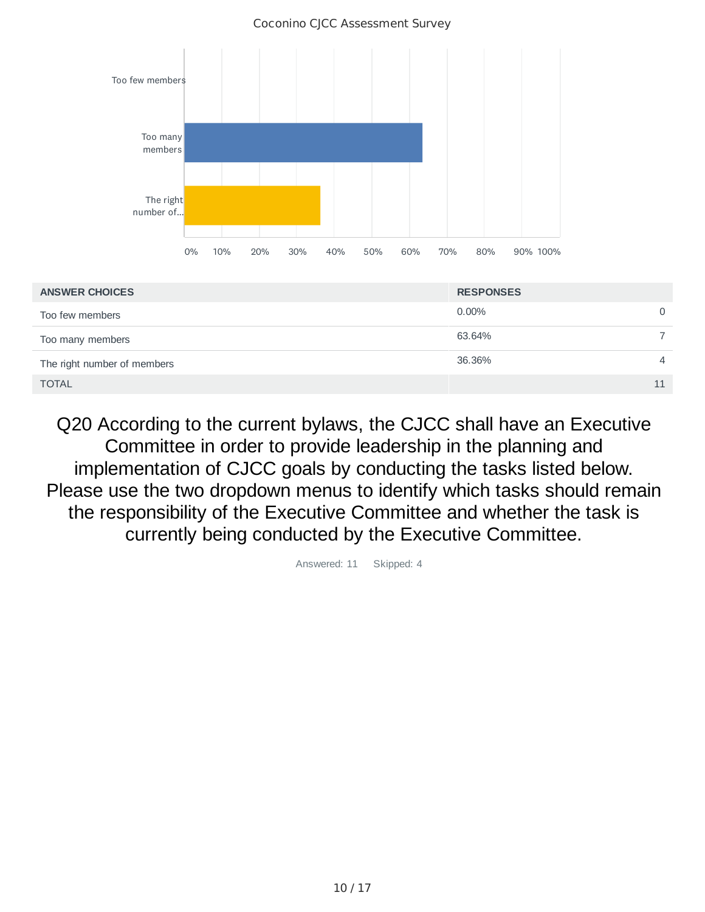| ANSWER CHOICES | RESPONSES | |
|---|---|---|
| Too few members | 0.00% | 0 |
| Too many members | 63.64% | 7 |
| The right number of members | 36.36% | 4 |
| TOTAL | | 11 |

## Q20 According to the current bylaws, the CJCC shall have an Executive Committee in order to provide leadership in the planning and implementation of CJCC goals by conducting the tasks listed below. Please use the two dropdown menus to identify which tasks should remain the responsibility of the Executive Committee and whether the task is currently being conducted by the Executive Committee.

Answered: 11 Skipped: 4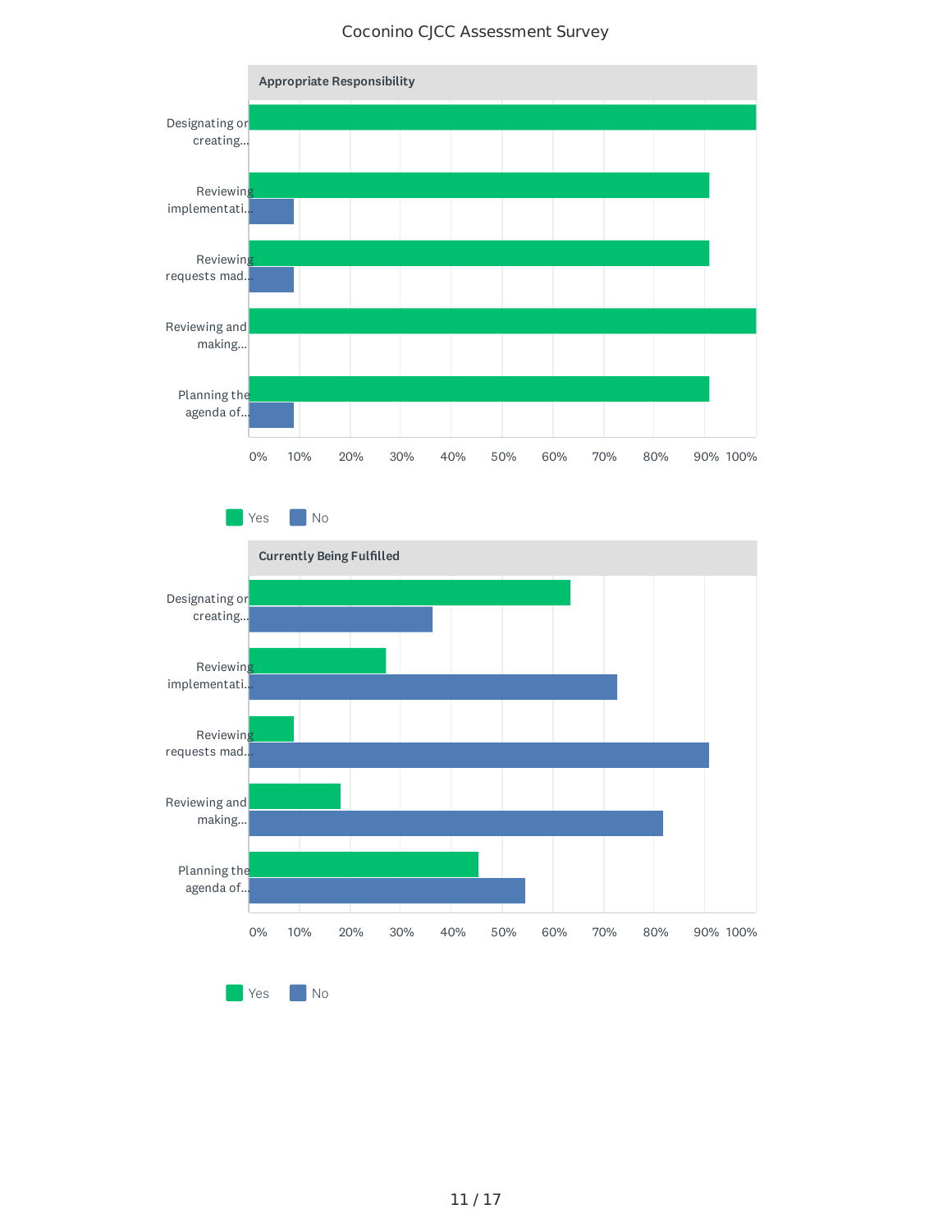Coconino CJCC Assessment Survey

**Appropriate Responsibility**

| | Yes | No |
|---|---|---|
| Designating or creating... | 100% | 0% |
| Reviewing implementati... | 91% | 9% |
| Reviewing requests mad... | 91% | 9% |
| Reviewing and making... | 100% | 0% |
| Planning the agenda of... | 91% | 9% |

**Currently Being Fulfilled**

| | Yes | No |
|---|---|---|
| Designating or creating... | 64% | 36% |
| Reviewing implementati... | 27% | 73% |
| Reviewing requests mad... | 9% | 91% |
| Reviewing and making... | 18% | 82% |
| Planning the agenda of... | 45% | 55% |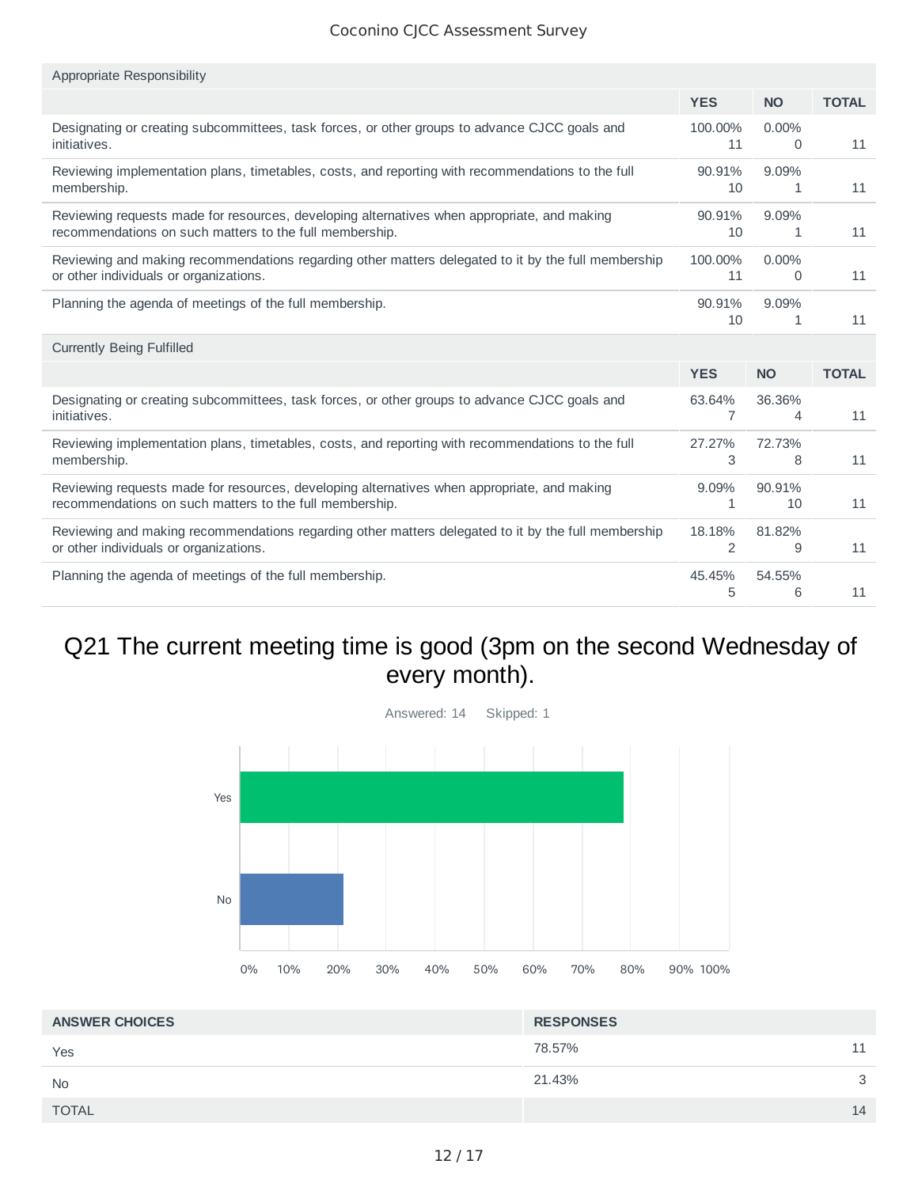**Appropriate Responsibility**

| | YES | NO | TOTAL |
|---|---|---|---|
| Designating or creating subcommittees, task forces, or other groups to advance CJCC goals and initiatives. | 100.00% 11 | 0.00% 0 | 11 |
| Reviewing implementation plans, timetables, costs, and reporting with recommendations to the full membership. | 90.91% 10 | 9.09% 1 | 11 |
| Reviewing requests made for resources, developing alternatives when appropriate, and making recommendations on such matters to the full membership. | 90.91% 10 | 9.09% 1 | 11 |
| Reviewing and making recommendations regarding other matters delegated to it by the full membership or other individuals or organizations. | 100.00% 11 | 0.00% 0 | 11 |
| Planning the agenda of meetings of the full membership. | 90.91% 10 | 9.09% 1 | 11 |

**Currently Being Fulfilled**

| | YES | NO | TOTAL |
|---|---|---|---|
| Designating or creating subcommittees, task forces, or other groups to advance CJCC goals and initiatives. | 63.64% 7 | 36.36% 4 | 11 |
| Reviewing implementation plans, timetables, costs, and reporting with recommendations to the full membership. | 27.27% 3 | 72.73% 8 | 11 |
| Reviewing requests made for resources, developing alternatives when appropriate, and making recommendations on such matters to the full membership. | 9.09% 1 | 90.91% 10 | 11 |
| Reviewing and making recommendations regarding other matters delegated to it by the full membership or other individuals or organizations. | 18.18% 2 | 81.82% 9 | 11 |
| Planning the agenda of meetings of the full membership. | 45.45% 5 | 54.55% 6 | 11 |

## Q21 The current meeting time is good (3pm on the second Wednesday of every month).

Answered: 14 Skipped: 1

| ANSWER CHOICES | RESPONSES | |
|---|---|---|
| Yes | 78.57% | 11 |
| No | 21.43% | 3 |
| TOTAL | | 14 |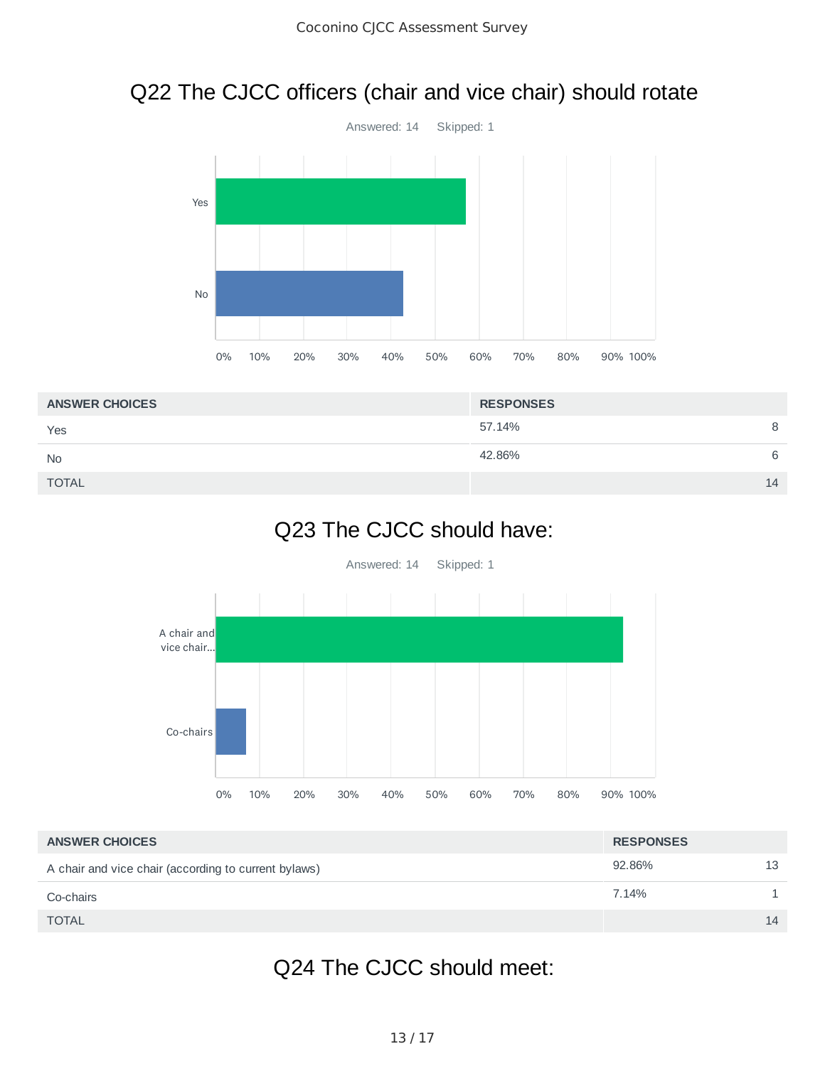## Q22 The CJCC officers (chair and vice chair) should rotate

Answered: 14 Skipped: 1

| ANSWER CHOICES | RESPONSES | |
|---|---|---|
| Yes | 57.14% | 8 |
| No | 42.86% | 6 |
| TOTAL | | 14 |

## Q23 The CJCC should have:

Answered: 14 Skipped: 1

| ANSWER CHOICES | RESPONSES | |
|---|---|---|
| A chair and vice chair (according to current bylaws) | 92.86% | 13 |
| Co-chairs | 7.14% | 1 |
| TOTAL | | 14 |

## Q24 The CJCC should meet: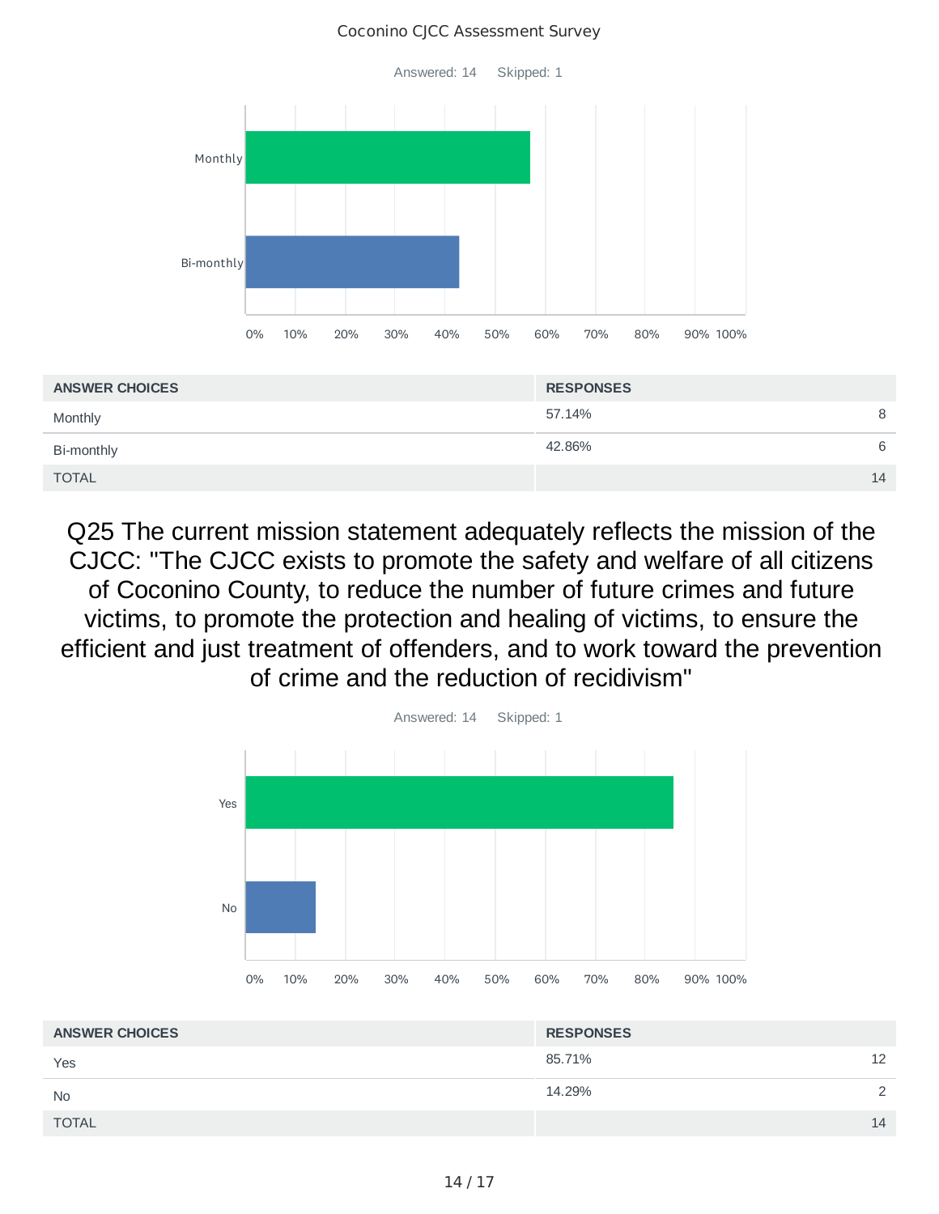Answered: 14 Skipped: 1

| ANSWER CHOICES | RESPONSES | |
|---|---|---|
| Monthly | 57.14% | 8 |
| Bi-monthly | 42.86% | 6 |
| TOTAL | | 14 |

## Q25 The current mission statement adequately reflects the mission of the CJCC: "The CJCC exists to promote the safety and welfare of all citizens of Coconino County, to reduce the number of future crimes and future victims, to promote the protection and healing of victims, to ensure the efficient and just treatment of offenders, and to work toward the prevention of crime and the reduction of recidivism"

Answered: 14 Skipped: 1

| ANSWER CHOICES | RESPONSES | |
|---|---|---|
| Yes | 85.71% | 12 |
| No | 14.29% | 2 |
| TOTAL | | 14 |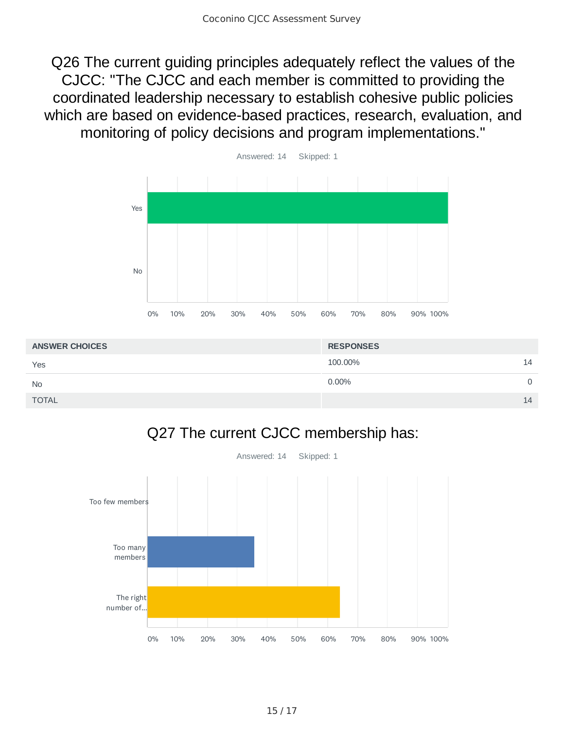## Q26 The current guiding principles adequately reflect the values of the CJCC: "The CJCC and each member is committed to providing the coordinated leadership necessary to establish cohesive public policies which are based on evidence-based practices, research, evaluation, and monitoring of policy decisions and program implementations."

Answered: 14 Skipped: 1

| ANSWER CHOICES | RESPONSES | |
|---|---|---|
| Yes | 100.00% | 14 |
| No | 0.00% | 0 |
| TOTAL | | 14 |

## Q27 The current CJCC membership has:

Answered: 14 Skipped: 1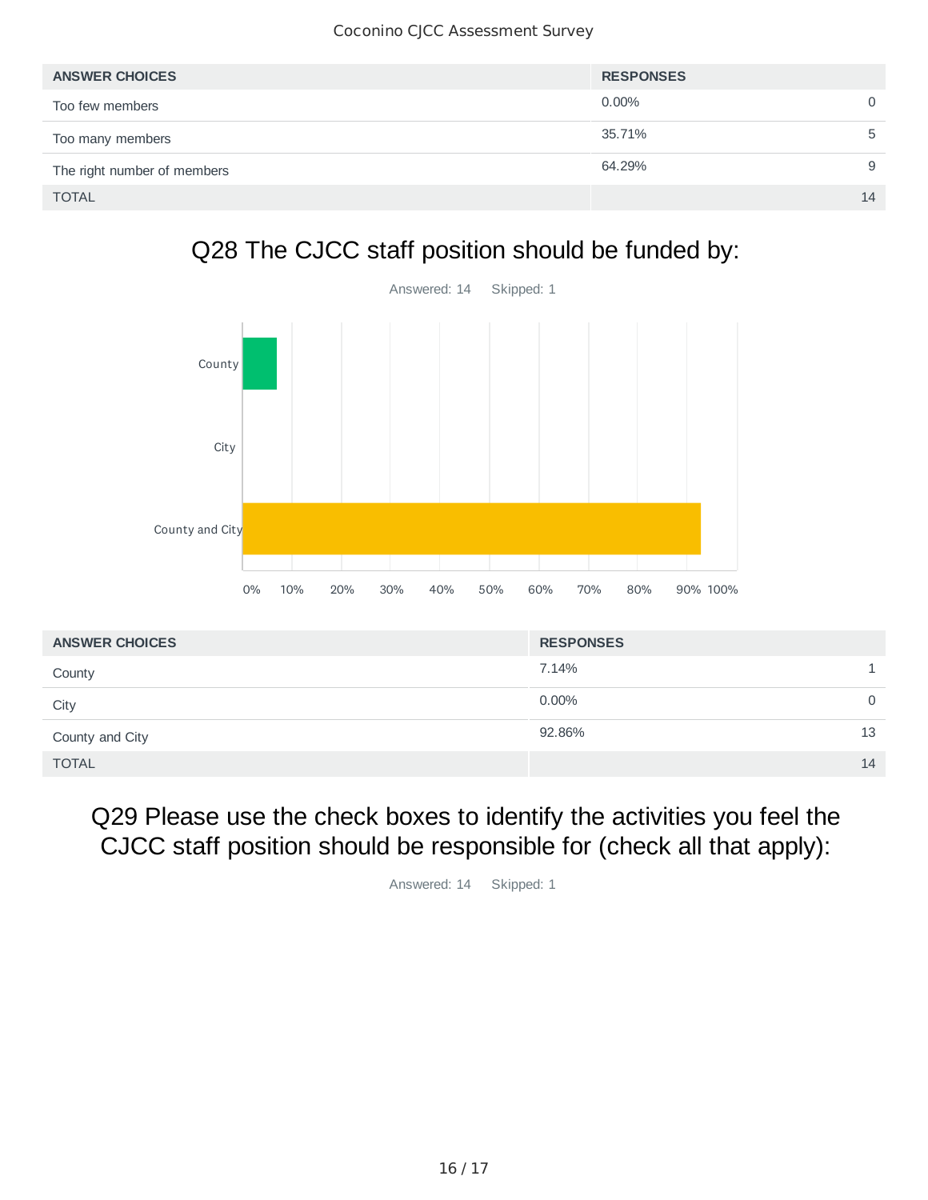| ANSWER CHOICES | RESPONSES | |
|---|---|---|
| Too few members | 0.00% | 0 |
| Too many members | 35.71% | 5 |
| The right number of members | 64.29% | 9 |
| TOTAL | | 14 |

## Q28 The CJCC staff position should be funded by:

Answered: 14 Skipped: 1

| ANSWER CHOICES | RESPONSES | |
|---|---|---|
| County | 7.14% | 1 |
| City | 0.00% | 0 |
| County and City | 92.86% | 13 |
| TOTAL | | 14 |

## Q29 Please use the check boxes to identify the activities you feel the CJCC staff position should be responsible for (check all that apply):

Answered: 14 Skipped: 1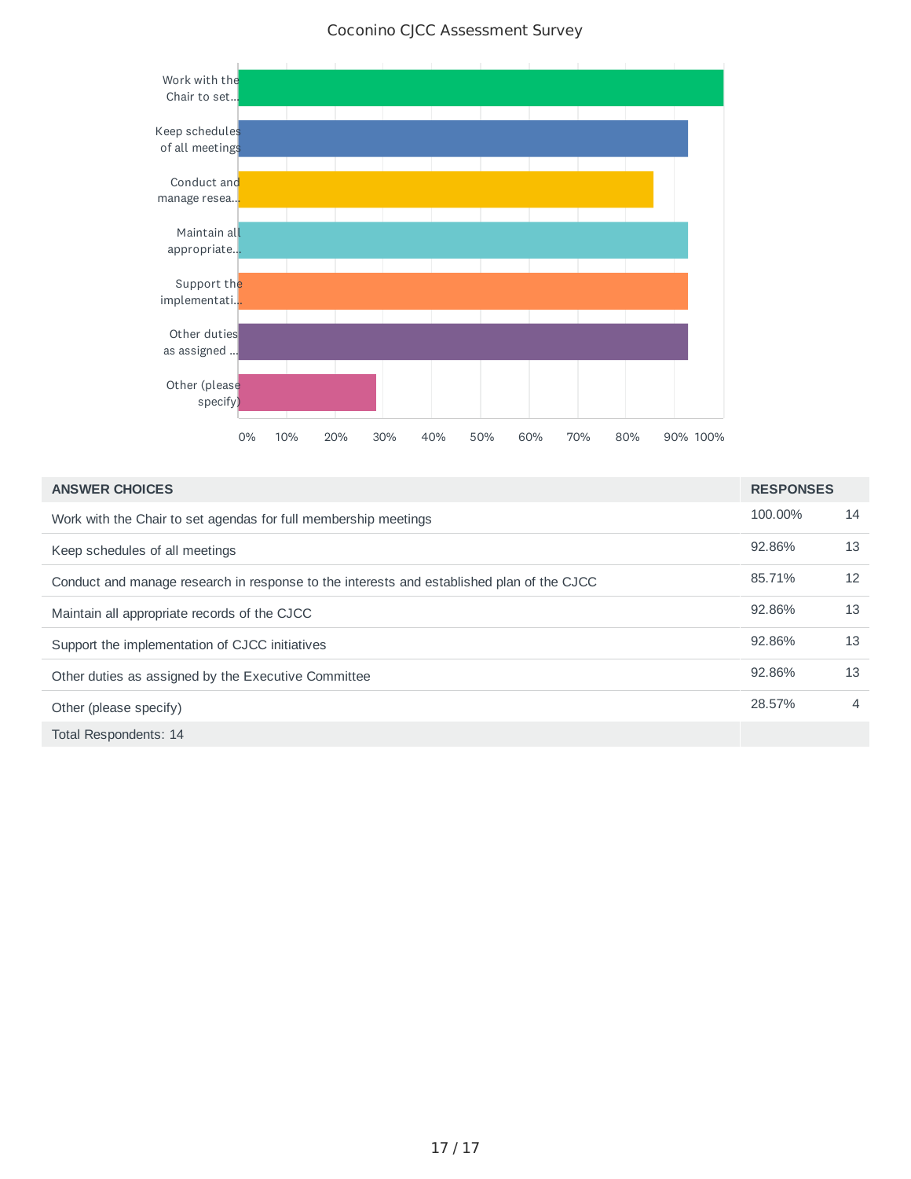Coconino CJCC Assessment Survey

Work with the Chair to set...

Keep schedules of all meetings

Conduct and manage resea...

Maintain all appropriate...

Support the implementati...

Other duties as assigned ...

Other (please specify)

0% 10% 20% 30% 40% 50% 60% 70% 80% 90% 100%

| ANSWER CHOICES | RESPONSES | |
|---|---|---|
| Work with the Chair to set agendas for full membership meetings | 100.00% | 14 |
| Keep schedules of all meetings | 92.86% | 13 |
| Conduct and manage research in response to the interests and established plan of the CJCC | 85.71% | 12 |
| Maintain all appropriate records of the CJCC | 92.86% | 13 |
| Support the implementation of CJCC initiatives | 92.86% | 13 |
| Other duties as assigned by the Executive Committee | 92.86% | 13 |
| Other (please specify) | 28.57% | 4 |
| Total Respondents: 14 | | |